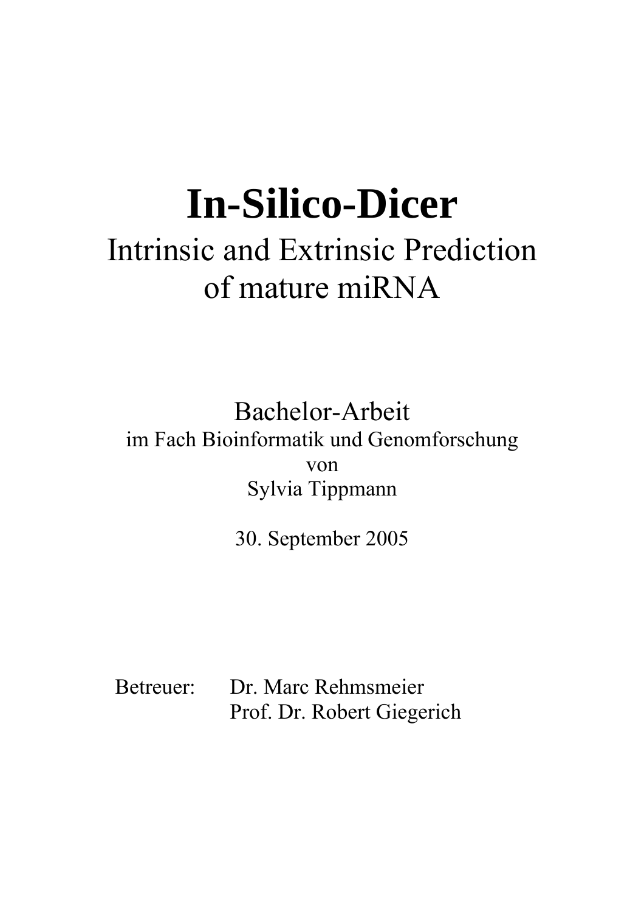# In-Silico-Dicer

## Intrinsic and Extrinsic Prediction of mature miRNA

Bachelor-Arbeit
im Fach Bioinformatik und Genomforschung
von
Sylvia Tippmann

30. September 2005

Betreuer: Dr. Marc Rehmsmeier
Prof. Dr. Robert Giegerich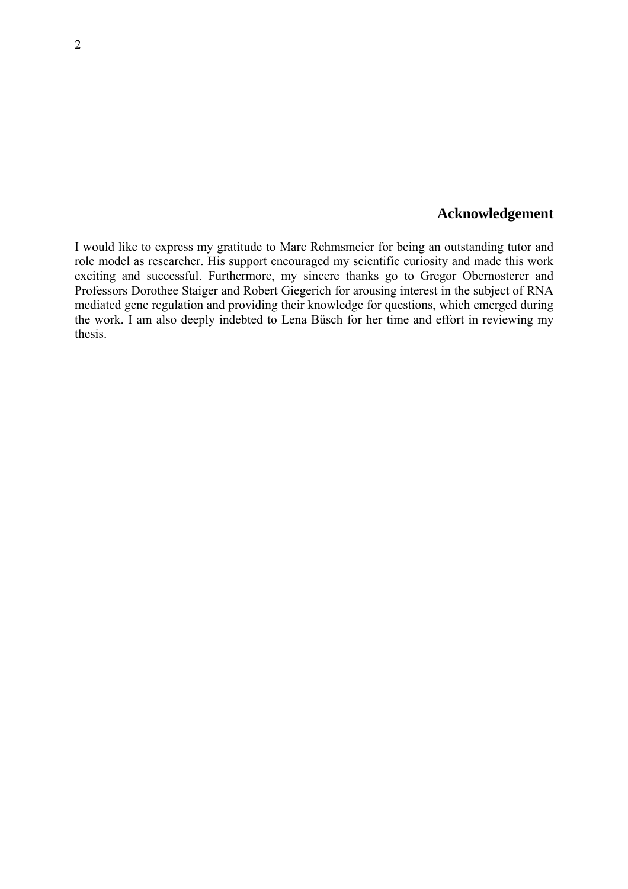## Acknowledgement

I would like to express my gratitude to Marc Rehmsmeier for being an outstanding tutor and role model as researcher. His support encouraged my scientific curiosity and made this work exciting and successful. Furthermore, my sincere thanks go to Gregor Obernosterer and Professors Dorothee Staiger and Robert Giegerich for arousing interest in the subject of RNA mediated gene regulation and providing their knowledge for questions, which emerged during the work. I am also deeply indebted to Lena Büsch for her time and effort in reviewing my thesis.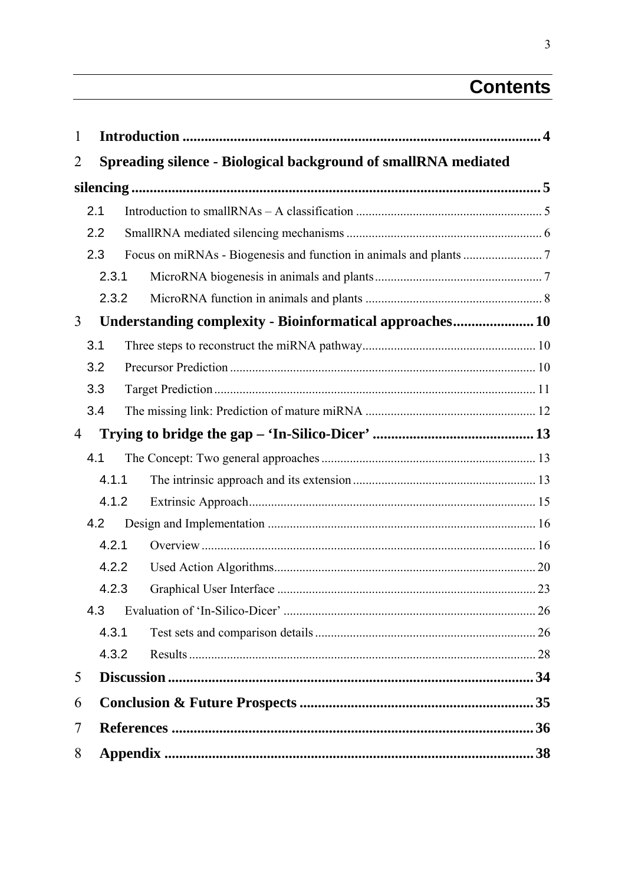# Contents

1 **Introduction** .......... 4

2 **Spreading silence - Biological background of smallRNA mediated silencing** .......... 5

- 2.1 Introduction to smallRNAs – A classification .......... 5
- 2.2 SmallRNA mediated silencing mechanisms .......... 6
- 2.3 Focus on miRNAs - Biogenesis and function in animals and plants .......... 7
  - 2.3.1 MicroRNA biogenesis in animals and plants .......... 7
  - 2.3.2 MicroRNA function in animals and plants .......... 8

3 **Understanding complexity - Bioinformatical approaches** .......... 10

- 3.1 Three steps to reconstruct the miRNA pathway .......... 10
- 3.2 Precursor Prediction .......... 10
- 3.3 Target Prediction .......... 11
- 3.4 The missing link: Prediction of mature miRNA .......... 12

4 **Trying to bridge the gap – ‘In-Silico-Dicer’** .......... 13

- 4.1 The Concept: Two general approaches .......... 13
  - 4.1.1 The intrinsic approach and its extension .......... 13
  - 4.1.2 Extrinsic Approach .......... 15
- 4.2 Design and Implementation .......... 16
  - 4.2.1 Overview .......... 16
  - 4.2.2 Used Action Algorithms .......... 20
  - 4.2.3 Graphical User Interface .......... 23
- 4.3 Evaluation of ‘In-Silico-Dicer’ .......... 26
  - 4.3.1 Test sets and comparison details .......... 26
  - 4.3.2 Results .......... 28

5 **Discussion** .......... 34

6 **Conclusion & Future Prospects** .......... 35

7 **References** .......... 36

8 **Appendix** .......... 38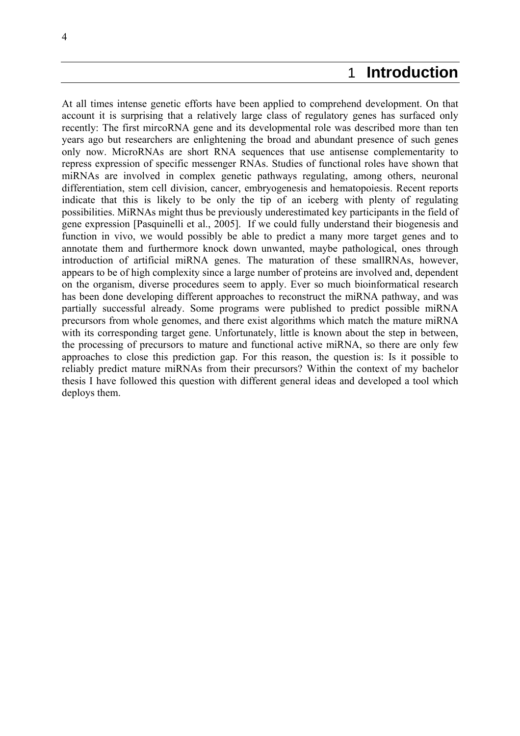# 1 Introduction

At all times intense genetic efforts have been applied to comprehend development. On that account it is surprising that a relatively large class of regulatory genes has surfaced only recently: The first mircoRNA gene and its developmental role was described more than ten years ago but researchers are enlightening the broad and abundant presence of such genes only now. MicroRNAs are short RNA sequences that use antisense complementarity to repress expression of specific messenger RNAs. Studies of functional roles have shown that miRNAs are involved in complex genetic pathways regulating, among others, neuronal differentiation, stem cell division, cancer, embryogenesis and hematopoiesis. Recent reports indicate that this is likely to be only the tip of an iceberg with plenty of regulating possibilities. MiRNAs might thus be previously underestimated key participants in the field of gene expression [Pasquinelli et al., 2005]. If we could fully understand their biogenesis and function in vivo, we would possibly be able to predict a many more target genes and to annotate them and furthermore knock down unwanted, maybe pathological, ones through introduction of artificial miRNA genes. The maturation of these smallRNAs, however, appears to be of high complexity since a large number of proteins are involved and, dependent on the organism, diverse procedures seem to apply. Ever so much bioinformatical research has been done developing different approaches to reconstruct the miRNA pathway, and was partially successful already. Some programs were published to predict possible miRNA precursors from whole genomes, and there exist algorithms which match the mature miRNA with its corresponding target gene. Unfortunately, little is known about the step in between, the processing of precursors to mature and functional active miRNA, so there are only few approaches to close this prediction gap. For this reason, the question is: Is it possible to reliably predict mature miRNAs from their precursors? Within the context of my bachelor thesis I have followed this question with different general ideas and developed a tool which deploys them.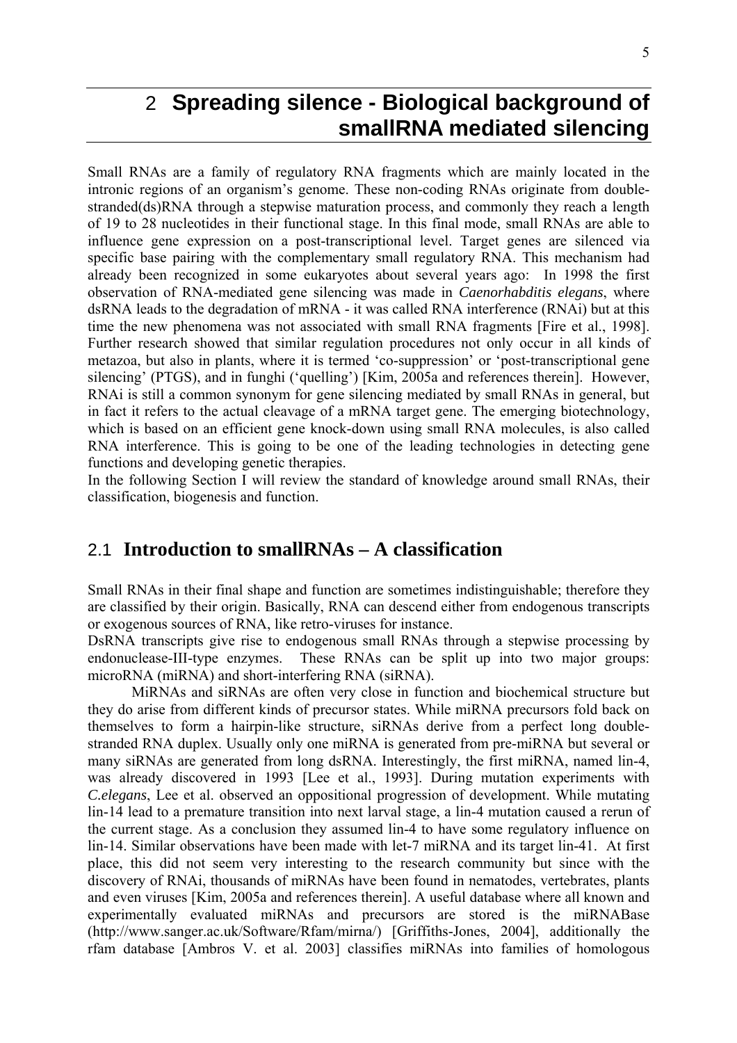# 2 Spreading silence - Biological background of smallRNA mediated silencing

Small RNAs are a family of regulatory RNA fragments which are mainly located in the intronic regions of an organism's genome. These non-coding RNAs originate from double-stranded(ds)RNA through a stepwise maturation process, and commonly they reach a length of 19 to 28 nucleotides in their functional stage. In this final mode, small RNAs are able to influence gene expression on a post-transcriptional level. Target genes are silenced via specific base pairing with the complementary small regulatory RNA. This mechanism had already been recognized in some eukaryotes about several years ago: In 1998 the first observation of RNA-mediated gene silencing was made in *Caenorhabditis elegans*, where dsRNA leads to the degradation of mRNA - it was called RNA interference (RNAi) but at this time the new phenomena was not associated with small RNA fragments [Fire et al., 1998]. Further research showed that similar regulation procedures not only occur in all kinds of metazoa, but also in plants, where it is termed 'co-suppression' or 'post-transcriptional gene silencing' (PTGS), and in funghi ('quelling') [Kim, 2005a and references therein]. However, RNAi is still a common synonym for gene silencing mediated by small RNAs in general, but in fact it refers to the actual cleavage of a mRNA target gene. The emerging biotechnology, which is based on an efficient gene knock-down using small RNA molecules, is also called RNA interference. This is going to be one of the leading technologies in detecting gene functions and developing genetic therapies.

In the following Section I will review the standard of knowledge around small RNAs, their classification, biogenesis and function.

## 2.1 Introduction to smallRNAs – A classification

Small RNAs in their final shape and function are sometimes indistinguishable; therefore they are classified by their origin. Basically, RNA can descend either from endogenous transcripts or exogenous sources of RNA, like retro-viruses for instance.

DsRNA transcripts give rise to endogenous small RNAs through a stepwise processing by endonuclease-III-type enzymes. These RNAs can be split up into two major groups: microRNA (miRNA) and short-interfering RNA (siRNA).

MiRNAs and siRNAs are often very close in function and biochemical structure but they do arise from different kinds of precursor states. While miRNA precursors fold back on themselves to form a hairpin-like structure, siRNAs derive from a perfect long double-stranded RNA duplex. Usually only one miRNA is generated from pre-miRNA but several or many siRNAs are generated from long dsRNA. Interestingly, the first miRNA, named lin-4, was already discovered in 1993 [Lee et al., 1993]. During mutation experiments with *C.elegans*, Lee et al. observed an oppositional progression of development. While mutating lin-14 lead to a premature transition into next larval stage, a lin-4 mutation caused a rerun of the current stage. As a conclusion they assumed lin-4 to have some regulatory influence on lin-14. Similar observations have been made with let-7 miRNA and its target lin-41. At first place, this did not seem very interesting to the research community but since with the discovery of RNAi, thousands of miRNAs have been found in nematodes, vertebrates, plants and even viruses [Kim, 2005a and references therein]. A useful database where all known and experimentally evaluated miRNAs and precursors are stored is the miRNABase (http://www.sanger.ac.uk/Software/Rfam/mirna/) [Griffiths-Jones, 2004], additionally the rfam database [Ambros V. et al. 2003] classifies miRNAs into families of homologous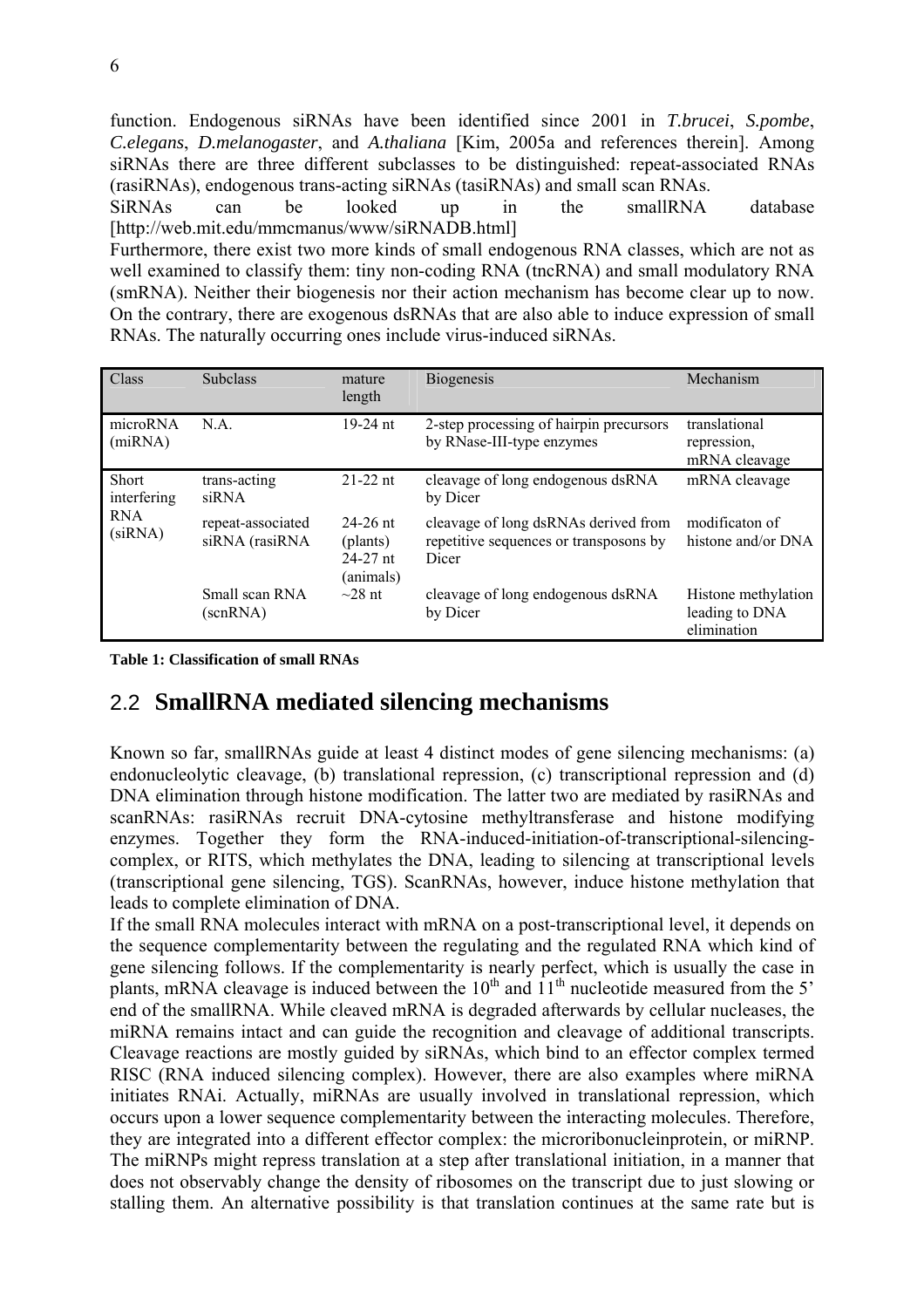function. Endogenous siRNAs have been identified since 2001 in *T.brucei*, *S.pombe*, *C.elegans*, *D.melanogaster*, and *A.thaliana* [Kim, 2005a and references therein]. Among siRNAs there are three different subclasses to be distinguished: repeat-associated RNAs (rasiRNAs), endogenous trans-acting siRNAs (tasiRNAs) and small scan RNAs.

SiRNAs can be looked up in the smallRNA database [http://web.mit.edu/mmcmanus/www/siRNADB.html]

Furthermore, there exist two more kinds of small endogenous RNA classes, which are not as well examined to classify them: tiny non-coding RNA (tncRNA) and small modulatory RNA (smRNA). Neither their biogenesis nor their action mechanism has become clear up to now. On the contrary, there are exogenous dsRNAs that are also able to induce expression of small RNAs. The naturally occurring ones include virus-induced siRNAs.

| Class | Subclass | mature length | Biogenesis | Mechanism |
|---|---|---|---|---|
| microRNA (miRNA) | N.A. | 19-24 nt | 2-step processing of hairpin precursors by RNase-III-type enzymes | translational repression, mRNA cleavage |
| Short interfering RNA (siRNA) | trans-acting siRNA | 21-22 nt | cleavage of long endogenous dsRNA by Dicer | mRNA cleavage |
| | repeat-associated siRNA (rasiRNA | 24-26 nt (plants) 24-27 nt (animals) | cleavage of long dsRNAs derived from repetitive sequences or transposons by Dicer | modificaton of histone and/or DNA |
| | Small scan RNA (scnRNA) | ~28 nt | cleavage of long endogenous dsRNA by Dicer | Histone methylation leading to DNA elimination |

**Table 1: Classification of small RNAs**

## 2.2 SmallRNA mediated silencing mechanisms

Known so far, smallRNAs guide at least 4 distinct modes of gene silencing mechanisms: (a) endonucleolytic cleavage, (b) translational repression, (c) transcriptional repression and (d) DNA elimination through histone modification. The latter two are mediated by rasiRNAs and scanRNAs: rasiRNAs recruit DNA-cytosine methyltransferase and histone modifying enzymes. Together they form the RNA-induced-initiation-of-transcriptional-silencing-complex, or RITS, which methylates the DNA, leading to silencing at transcriptional levels (transcriptional gene silencing, TGS). ScanRNAs, however, induce histone methylation that leads to complete elimination of DNA.

If the small RNA molecules interact with mRNA on a post-transcriptional level, it depends on the sequence complementarity between the regulating and the regulated RNA which kind of gene silencing follows. If the complementarity is nearly perfect, which is usually the case in plants, mRNA cleavage is induced between the $10^{th}$ and $11^{th}$ nucleotide measured from the 5' end of the smallRNA. While cleaved mRNA is degraded afterwards by cellular nucleases, the miRNA remains intact and can guide the recognition and cleavage of additional transcripts. Cleavage reactions are mostly guided by siRNAs, which bind to an effector complex termed RISC (RNA induced silencing complex). However, there are also examples where miRNA initiates RNAi. Actually, miRNAs are usually involved in translational repression, which occurs upon a lower sequence complementarity between the interacting molecules. Therefore, they are integrated into a different effector complex: the microribonucleinprotein, or miRNP. The miRNPs might repress translation at a step after translational initiation, in a manner that does not observably change the density of ribosomes on the transcript due to just slowing or stalling them. An alternative possibility is that translation continues at the same rate but is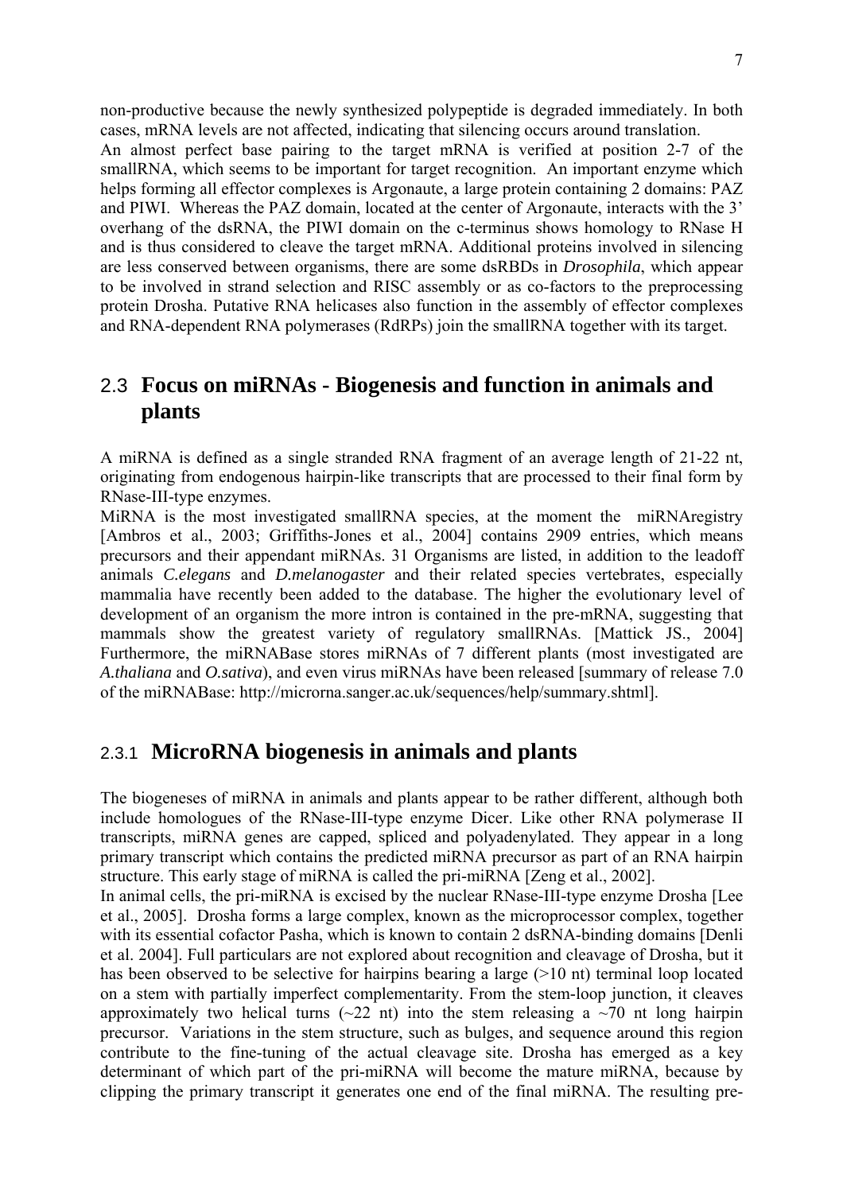non-productive because the newly synthesized polypeptide is degraded immediately. In both cases, mRNA levels are not affected, indicating that silencing occurs around translation.
An almost perfect base pairing to the target mRNA is verified at position 2-7 of the smallRNA, which seems to be important for target recognition. An important enzyme which helps forming all effector complexes is Argonaute, a large protein containing 2 domains: PAZ and PIWI. Whereas the PAZ domain, located at the center of Argonaute, interacts with the 3' overhang of the dsRNA, the PIWI domain on the c-terminus shows homology to RNase H and is thus considered to cleave the target mRNA. Additional proteins involved in silencing are less conserved between organisms, there are some dsRBDs in *Drosophila*, which appear to be involved in strand selection and RISC assembly or as co-factors to the preprocessing protein Drosha. Putative RNA helicases also function in the assembly of effector complexes and RNA-dependent RNA polymerases (RdRPs) join the smallRNA together with its target.

## 2.3 Focus on miRNAs - Biogenesis and function in animals and plants

A miRNA is defined as a single stranded RNA fragment of an average length of 21-22 nt, originating from endogenous hairpin-like transcripts that are processed to their final form by RNase-III-type enzymes.
MiRNA is the most investigated smallRNA species, at the moment the miRNAregistry [Ambros et al., 2003; Griffiths-Jones et al., 2004] contains 2909 entries, which means precursors and their appendant miRNAs. 31 Organisms are listed, in addition to the leadoff animals *C.elegans* and *D.melanogaster* and their related species vertebrates, especially mammalia have recently been added to the database. The higher the evolutionary level of development of an organism the more intron is contained in the pre-mRNA, suggesting that mammals show the greatest variety of regulatory smallRNAs. [Mattick JS., 2004] Furthermore, the miRNABase stores miRNAs of 7 different plants (most investigated are *A.thaliana* and *O.sativa*), and even virus miRNAs have been released [summary of release 7.0 of the miRNABase: http://microrna.sanger.ac.uk/sequences/help/summary.shtml].

### 2.3.1 MicroRNA biogenesis in animals and plants

The biogeneses of miRNA in animals and plants appear to be rather different, although both include homologues of the RNase-III-type enzyme Dicer. Like other RNA polymerase II transcripts, miRNA genes are capped, spliced and polyadenylated. They appear in a long primary transcript which contains the predicted miRNA precursor as part of an RNA hairpin structure. This early stage of miRNA is called the pri-miRNA [Zeng et al., 2002].
In animal cells, the pri-miRNA is excised by the nuclear RNase-III-type enzyme Drosha [Lee et al., 2005]. Drosha forms a large complex, known as the microprocessor complex, together with its essential cofactor Pasha, which is known to contain 2 dsRNA-binding domains [Denli et al. 2004]. Full particulars are not explored about recognition and cleavage of Drosha, but it has been observed to be selective for hairpins bearing a large (>10 nt) terminal loop located on a stem with partially imperfect complementarity. From the stem-loop junction, it cleaves approximately two helical turns (~22 nt) into the stem releasing a ~70 nt long hairpin precursor. Variations in the stem structure, such as bulges, and sequence around this region contribute to the fine-tuning of the actual cleavage site. Drosha has emerged as a key determinant of which part of the pri-miRNA will become the mature miRNA, because by clipping the primary transcript it generates one end of the final miRNA. The resulting pre-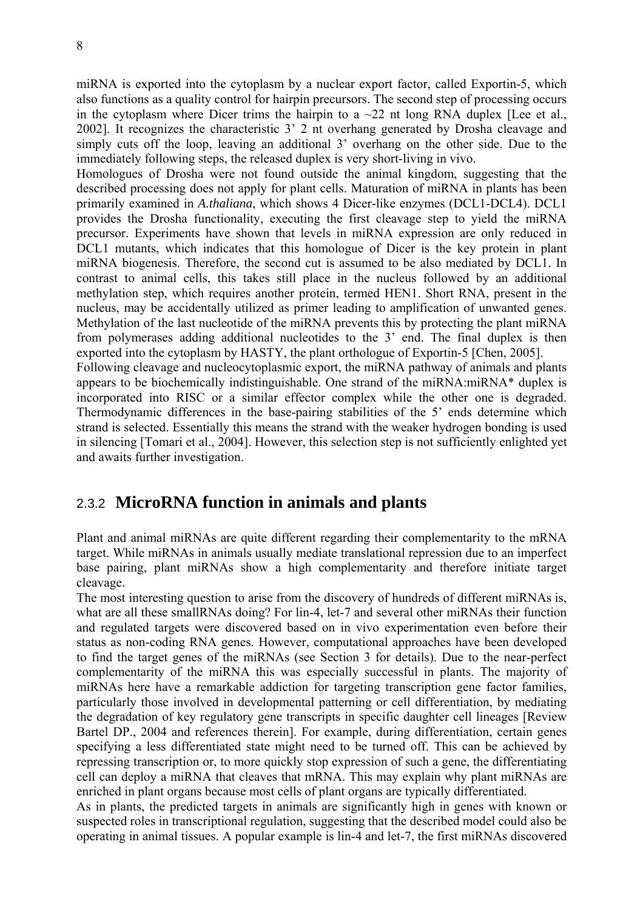miRNA is exported into the cytoplasm by a nuclear export factor, called Exportin-5, which also functions as a quality control for hairpin precursors. The second step of processing occurs in the cytoplasm where Dicer trims the hairpin to a ~22 nt long RNA duplex [Lee et al., 2002]. It recognizes the characteristic 3' 2 nt overhang generated by Drosha cleavage and simply cuts off the loop, leaving an additional 3' overhang on the other side. Due to the immediately following steps, the released duplex is very short-living in vivo.

Homologues of Drosha were not found outside the animal kingdom, suggesting that the described processing does not apply for plant cells. Maturation of miRNA in plants has been primarily examined in *A.thaliana*, which shows 4 Dicer-like enzymes (DCL1-DCL4). DCL1 provides the Drosha functionality, executing the first cleavage step to yield the miRNA precursor. Experiments have shown that levels in miRNA expression are only reduced in DCL1 mutants, which indicates that this homologue of Dicer is the key protein in plant miRNA biogenesis. Therefore, the second cut is assumed to be also mediated by DCL1. In contrast to animal cells, this takes still place in the nucleus followed by an additional methylation step, which requires another protein, termed HEN1. Short RNA, present in the nucleus, may be accidentally utilized as primer leading to amplification of unwanted genes. Methylation of the last nucleotide of the miRNA prevents this by protecting the plant miRNA from polymerases adding additional nucleotides to the 3' end. The final duplex is then exported into the cytoplasm by HASTY, the plant orthologue of Exportin-5 [Chen, 2005].

Following cleavage and nucleocytoplasmic export, the miRNA pathway of animals and plants appears to be biochemically indistinguishable. One strand of the miRNA:miRNA* duplex is incorporated into RISC or a similar effector complex while the other one is degraded. Thermodynamic differences in the base-pairing stabilities of the 5' ends determine which strand is selected. Essentially this means the strand with the weaker hydrogen bonding is used in silencing [Tomari et al., 2004]. However, this selection step is not sufficiently enlighted yet and awaits further investigation.

### 2.3.2 **MicroRNA function in animals and plants**

Plant and animal miRNAs are quite different regarding their complementarity to the mRNA target. While miRNAs in animals usually mediate translational repression due to an imperfect base pairing, plant miRNAs show a high complementarity and therefore initiate target cleavage.

The most interesting question to arise from the discovery of hundreds of different miRNAs is, what are all these smallRNAs doing? For lin-4, let-7 and several other miRNAs their function and regulated targets were discovered based on in vivo experimentation even before their status as non-coding RNA genes. However, computational approaches have been developed to find the target genes of the miRNAs (see Section 3 for details). Due to the near-perfect complementarity of the miRNA this was especially successful in plants. The majority of miRNAs here have a remarkable addiction for targeting transcription gene factor families, particularly those involved in developmental patterning or cell differentiation, by mediating the degradation of key regulatory gene transcripts in specific daughter cell lineages [Review Bartel DP., 2004 and references therein]. For example, during differentiation, certain genes specifying a less differentiated state might need to be turned off. This can be achieved by repressing transcription or, to more quickly stop expression of such a gene, the differentiating cell can deploy a miRNA that cleaves that mRNA. This may explain why plant miRNAs are enriched in plant organs because most cells of plant organs are typically differentiated.

As in plants, the predicted targets in animals are significantly high in genes with known or suspected roles in transcriptional regulation, suggesting that the described model could also be operating in animal tissues. A popular example is lin-4 and let-7, the first miRNAs discovered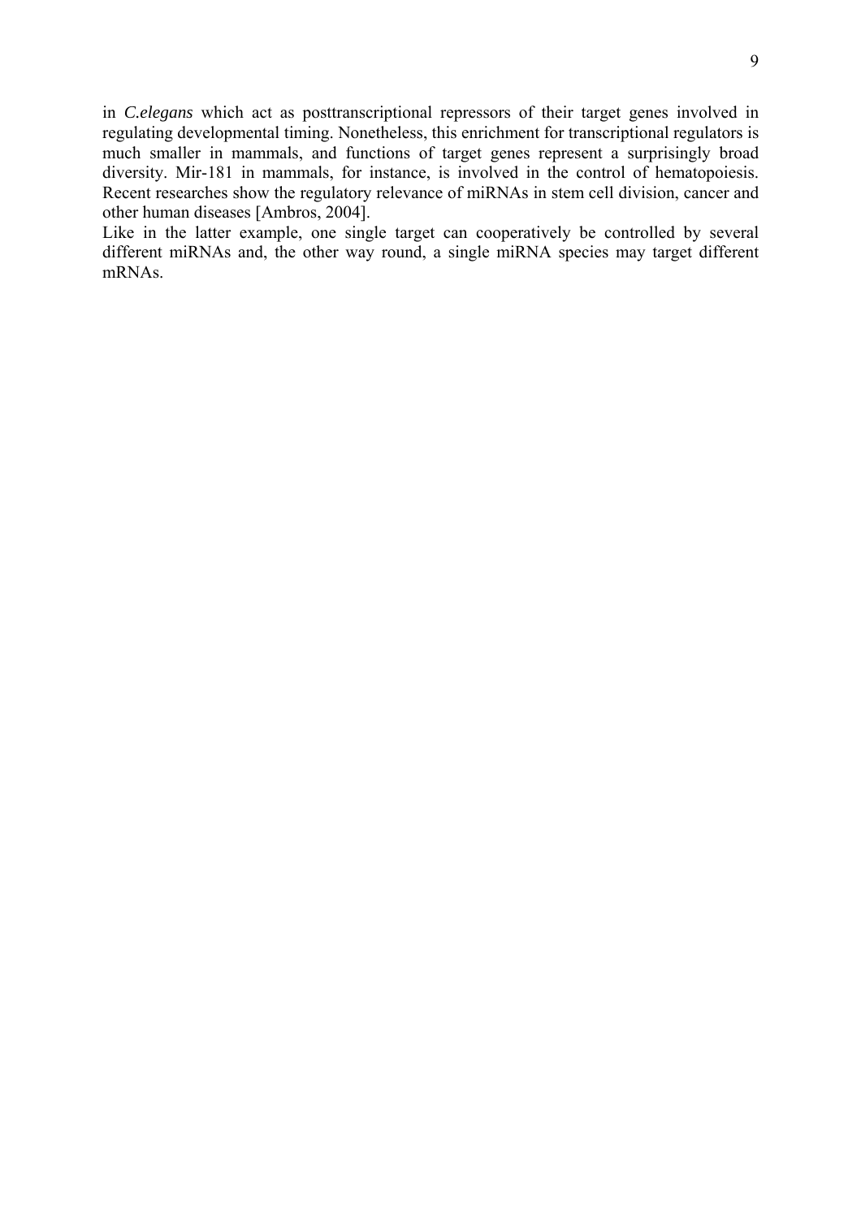in *C.elegans* which act as posttranscriptional repressors of their target genes involved in regulating developmental timing. Nonetheless, this enrichment for transcriptional regulators is much smaller in mammals, and functions of target genes represent a surprisingly broad diversity. Mir-181 in mammals, for instance, is involved in the control of hematopoiesis. Recent researches show the regulatory relevance of miRNAs in stem cell division, cancer and other human diseases [Ambros, 2004].

Like in the latter example, one single target can cooperatively be controlled by several different miRNAs and, the other way round, a single miRNA species may target different mRNAs.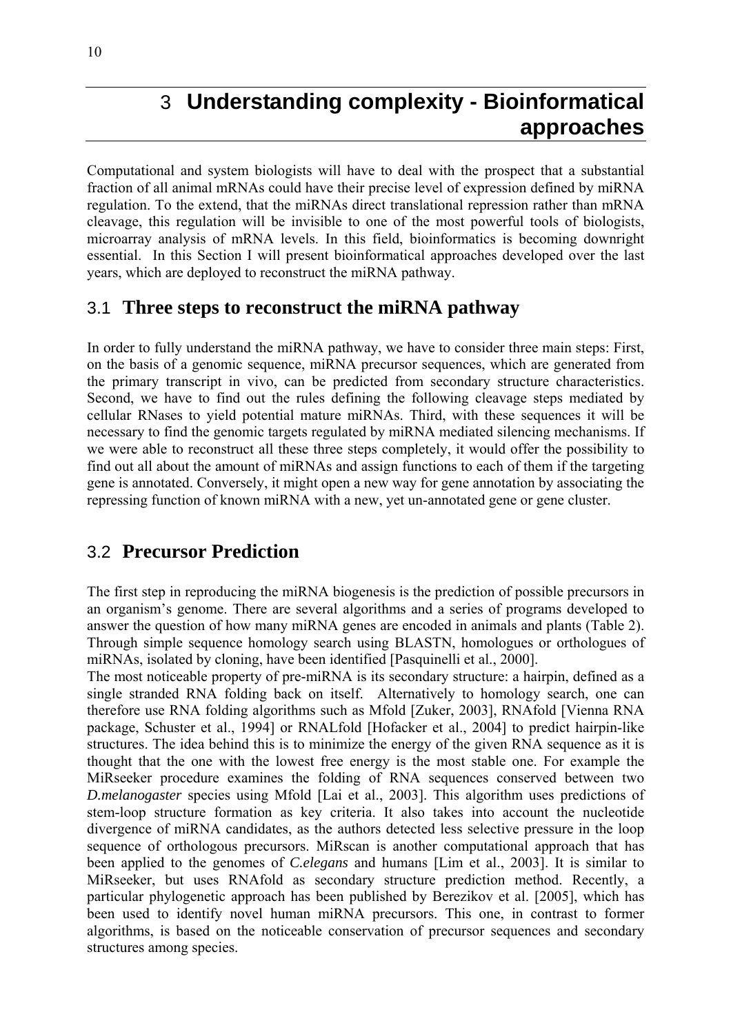# 3 Understanding complexity - Bioinformatical approaches

Computational and system biologists will have to deal with the prospect that a substantial fraction of all animal mRNAs could have their precise level of expression defined by miRNA regulation. To the extend, that the miRNAs direct translational repression rather than mRNA cleavage, this regulation will be invisible to one of the most powerful tools of biologists, microarray analysis of mRNA levels. In this field, bioinformatics is becoming downright essential. In this Section I will present bioinformatical approaches developed over the last years, which are deployed to reconstruct the miRNA pathway.

## 3.1 Three steps to reconstruct the miRNA pathway

In order to fully understand the miRNA pathway, we have to consider three main steps: First, on the basis of a genomic sequence, miRNA precursor sequences, which are generated from the primary transcript in vivo, can be predicted from secondary structure characteristics. Second, we have to find out the rules defining the following cleavage steps mediated by cellular RNases to yield potential mature miRNAs. Third, with these sequences it will be necessary to find the genomic targets regulated by miRNA mediated silencing mechanisms. If we were able to reconstruct all these three steps completely, it would offer the possibility to find out all about the amount of miRNAs and assign functions to each of them if the targeting gene is annotated. Conversely, it might open a new way for gene annotation by associating the repressing function of known miRNA with a new, yet un-annotated gene or gene cluster.

## 3.2 Precursor Prediction

The first step in reproducing the miRNA biogenesis is the prediction of possible precursors in an organism's genome. There are several algorithms and a series of programs developed to answer the question of how many miRNA genes are encoded in animals and plants (Table 2). Through simple sequence homology search using BLASTN, homologues or orthologues of miRNAs, isolated by cloning, have been identified [Pasquinelli et al., 2000].

The most noticeable property of pre-miRNA is its secondary structure: a hairpin, defined as a single stranded RNA folding back on itself. Alternatively to homology search, one can therefore use RNA folding algorithms such as Mfold [Zuker, 2003], RNAfold [Vienna RNA package, Schuster et al., 1994] or RNALfold [Hofacker et al., 2004] to predict hairpin-like structures. The idea behind this is to minimize the energy of the given RNA sequence as it is thought that the one with the lowest free energy is the most stable one. For example the MiRseeker procedure examines the folding of RNA sequences conserved between two *D.melanogaster* species using Mfold [Lai et al., 2003]. This algorithm uses predictions of stem-loop structure formation as key criteria. It also takes into account the nucleotide divergence of miRNA candidates, as the authors detected less selective pressure in the loop sequence of orthologous precursors. MiRscan is another computational approach that has been applied to the genomes of *C.elegans* and humans [Lim et al., 2003]. It is similar to MiRseeker, but uses RNAfold as secondary structure prediction method. Recently, a particular phylogenetic approach has been published by Berezikov et al. [2005], which has been used to identify novel human miRNA precursors. This one, in contrast to former algorithms, is based on the noticeable conservation of precursor sequences and secondary structures among species.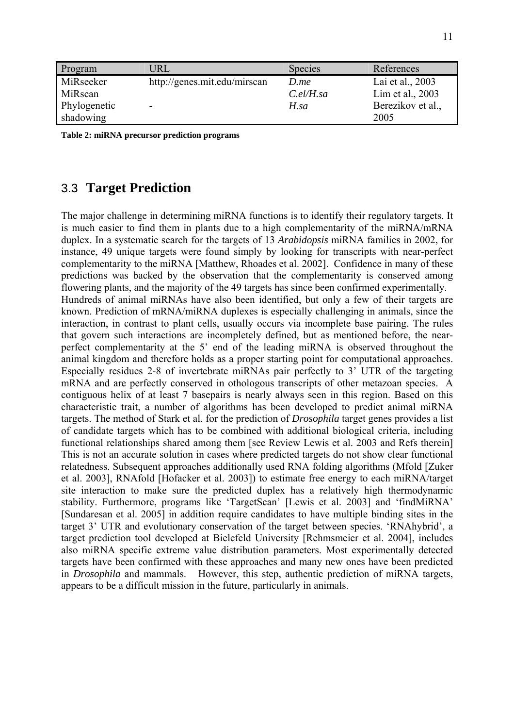| Program | URL | Species | References |
|---|---|---|---|
| MiRseeker | http://genes.mit.edu/mirscan | *D.me* | Lai et al., 2003 |
| MiRscan | | *C.el/H.sa* | Lim et al., 2003 |
| Phylogenetic shadowing | - | *H.sa* | Berezikov et al., 2005 |

**Table 2: miRNA precursor prediction programs**

## 3.3 **Target Prediction**

The major challenge in determining miRNA functions is to identify their regulatory targets. It is much easier to find them in plants due to a high complementarity of the miRNA/mRNA duplex. In a systematic search for the targets of 13 *Arabidopsis* miRNA families in 2002, for instance, 49 unique targets were found simply by looking for transcripts with near-perfect complementarity to the miRNA [Matthew, Rhoades et al. 2002]. Confidence in many of these predictions was backed by the observation that the complementarity is conserved among flowering plants, and the majority of the 49 targets has since been confirmed experimentally.
Hundreds of animal miRNAs have also been identified, but only a few of their targets are known. Prediction of mRNA/miRNA duplexes is especially challenging in animals, since the interaction, in contrast to plant cells, usually occurs via incomplete base pairing. The rules that govern such interactions are incompletely defined, but as mentioned before, the near-perfect complementarity at the 5' end of the leading miRNA is observed throughout the animal kingdom and therefore holds as a proper starting point for computational approaches. Especially residues 2-8 of invertebrate miRNAs pair perfectly to 3' UTR of the targeting mRNA and are perfectly conserved in othologous transcripts of other metazoan species. A contiguous helix of at least 7 basepairs is nearly always seen in this region. Based on this characteristic trait, a number of algorithms has been developed to predict animal miRNA targets. The method of Stark et al. for the prediction of *Drosophila* target genes provides a list of candidate targets which has to be combined with additional biological criteria, including functional relationships shared among them [see Review Lewis et al. 2003 and Refs therein] This is not an accurate solution in cases where predicted targets do not show clear functional relatedness. Subsequent approaches additionally used RNA folding algorithms (Mfold [Zuker et al. 2003], RNAfold [Hofacker et al. 2003]) to estimate free energy to each miRNA/target site interaction to make sure the predicted duplex has a relatively high thermodynamic stability. Furthermore, programs like 'TargetScan' [Lewis et al. 2003] and 'findMiRNA' [Sundaresan et al. 2005] in addition require candidates to have multiple binding sites in the target 3' UTR and evolutionary conservation of the target between species. 'RNAhybrid', a target prediction tool developed at Bielefeld University [Rehmsmeier et al. 2004], includes also miRNA specific extreme value distribution parameters. Most experimentally detected targets have been confirmed with these approaches and many new ones have been predicted in *Drosophila* and mammals. However, this step, authentic prediction of miRNA targets, appears to be a difficult mission in the future, particularly in animals.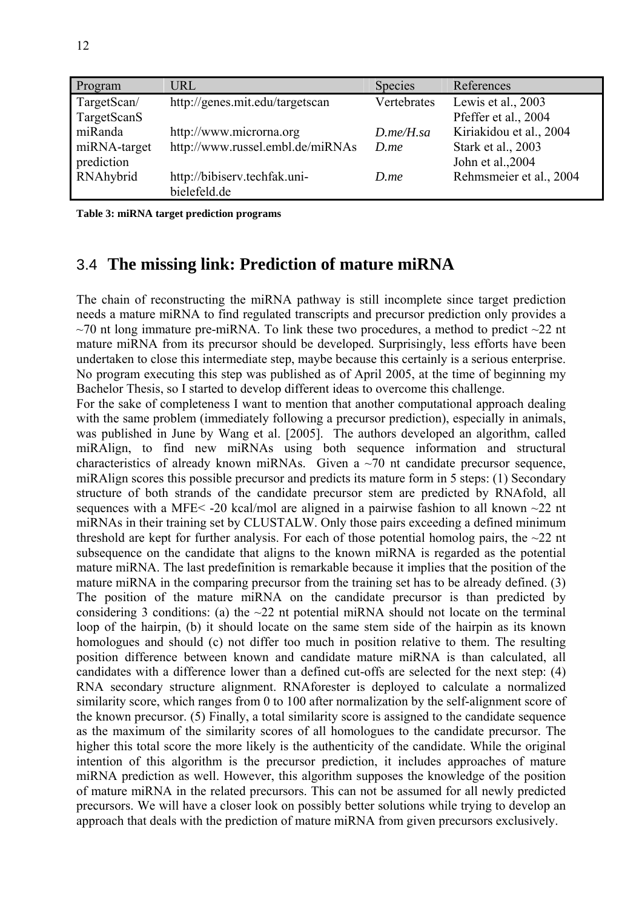| Program | URL | Species | References |
|---|---|---|---|
| TargetScan/ TargetScanS | http://genes.mit.edu/targetscan | Vertebrates | Lewis et al., 2003 Pfeffer et al., 2004 |
| miRanda | http://www.microrna.org | *D.me/H.sa* | Kiriakidou et al., 2004 |
| miRNA-target prediction | http://www.russel.embl.de/miRNAs | *D.me* | Stark et al., 2003 John et al.,2004 |
| RNAhybrid | http://bibiserv.techfak.uni-bielefeld.de | *D.me* | Rehmsmeier et al., 2004 |

**Table 3: miRNA target prediction programs**

## 3.4 **The missing link: Prediction of mature miRNA**

The chain of reconstructing the miRNA pathway is still incomplete since target prediction needs a mature miRNA to find regulated transcripts and precursor prediction only provides a ~70 nt long immature pre-miRNA. To link these two procedures, a method to predict ~22 nt mature miRNA from its precursor should be developed. Surprisingly, less efforts have been undertaken to close this intermediate step, maybe because this certainly is a serious enterprise. No program executing this step was published as of April 2005, at the time of beginning my Bachelor Thesis, so I started to develop different ideas to overcome this challenge.

For the sake of completeness I want to mention that another computational approach dealing with the same problem (immediately following a precursor prediction), especially in animals, was published in June by Wang et al. [2005]. The authors developed an algorithm, called miRAlign, to find new miRNAs using both sequence information and structural characteristics of already known miRNAs. Given a ~70 nt candidate precursor sequence, miRAlign scores this possible precursor and predicts its mature form in 5 steps: (1) Secondary structure of both strands of the candidate precursor stem are predicted by RNAfold, all sequences with a MFE< -20 kcal/mol are aligned in a pairwise fashion to all known ~22 nt miRNAs in their training set by CLUSTALW. Only those pairs exceeding a defined minimum threshold are kept for further analysis. For each of those potential homolog pairs, the ~22 nt subsequence on the candidate that aligns to the known miRNA is regarded as the potential mature miRNA. The last predefinition is remarkable because it implies that the position of the mature miRNA in the comparing precursor from the training set has to be already defined. (3) The position of the mature miRNA on the candidate precursor is than predicted by considering 3 conditions: (a) the ~22 nt potential miRNA should not locate on the terminal loop of the hairpin, (b) it should locate on the same stem side of the hairpin as its known homologues and should (c) not differ too much in position relative to them. The resulting position difference between known and candidate mature miRNA is than calculated, all candidates with a difference lower than a defined cut-offs are selected for the next step: (4) RNA secondary structure alignment. RNAforester is deployed to calculate a normalized similarity score, which ranges from 0 to 100 after normalization by the self-alignment score of the known precursor. (5) Finally, a total similarity score is assigned to the candidate sequence as the maximum of the similarity scores of all homologues to the candidate precursor. The higher this total score the more likely is the authenticity of the candidate. While the original intention of this algorithm is the precursor prediction, it includes approaches of mature miRNA prediction as well. However, this algorithm supposes the knowledge of the position of mature miRNA in the related precursors. This can not be assumed for all newly predicted precursors. We will have a closer look on possibly better solutions while trying to develop an approach that deals with the prediction of mature miRNA from given precursors exclusively.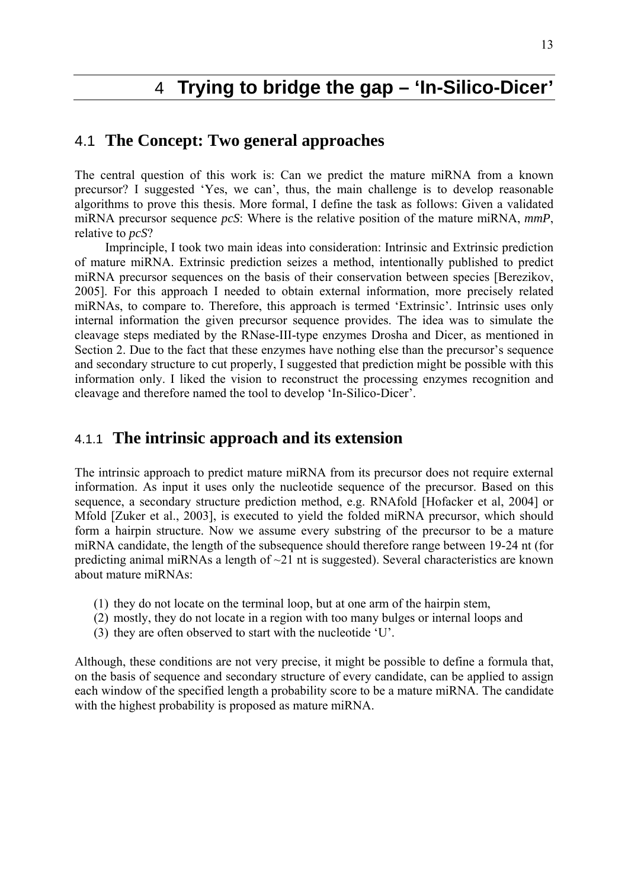# 4 Trying to bridge the gap – 'In-Silico-Dicer'

## 4.1 The Concept: Two general approaches

The central question of this work is: Can we predict the mature miRNA from a known precursor? I suggested 'Yes, we can', thus, the main challenge is to develop reasonable algorithms to prove this thesis. More formal, I define the task as follows: Given a validated miRNA precursor sequence *pcS*: Where is the relative position of the mature miRNA, *mmP*, relative to *pcS*?

Imprinciple, I took two main ideas into consideration: Intrinsic and Extrinsic prediction of mature miRNA. Extrinsic prediction seizes a method, intentionally published to predict miRNA precursor sequences on the basis of their conservation between species [Berezikov, 2005]. For this approach I needed to obtain external information, more precisely related miRNAs, to compare to. Therefore, this approach is termed 'Extrinsic'. Intrinsic uses only internal information the given precursor sequence provides. The idea was to simulate the cleavage steps mediated by the RNase-III-type enzymes Drosha and Dicer, as mentioned in Section 2. Due to the fact that these enzymes have nothing else than the precursor's sequence and secondary structure to cut properly, I suggested that prediction might be possible with this information only. I liked the vision to reconstruct the processing enzymes recognition and cleavage and therefore named the tool to develop 'In-Silico-Dicer'.

### 4.1.1 The intrinsic approach and its extension

The intrinsic approach to predict mature miRNA from its precursor does not require external information. As input it uses only the nucleotide sequence of the precursor. Based on this sequence, a secondary structure prediction method, e.g. RNAfold [Hofacker et al, 2004] or Mfold [Zuker et al., 2003], is executed to yield the folded miRNA precursor, which should form a hairpin structure. Now we assume every substring of the precursor to be a mature miRNA candidate, the length of the subsequence should therefore range between 19-24 nt (for predicting animal miRNAs a length of ~21 nt is suggested). Several characteristics are known about mature miRNAs:

(1) they do not locate on the terminal loop, but at one arm of the hairpin stem,
(2) mostly, they do not locate in a region with too many bulges or internal loops and
(3) they are often observed to start with the nucleotide 'U'.

Although, these conditions are not very precise, it might be possible to define a formula that, on the basis of sequence and secondary structure of every candidate, can be applied to assign each window of the specified length a probability score to be a mature miRNA. The candidate with the highest probability is proposed as mature miRNA.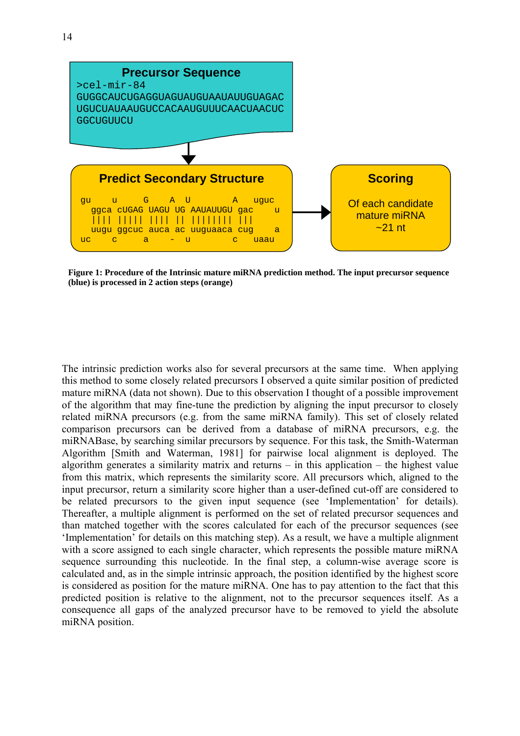**Precursor Sequence**

```
>cel-mir-84
GUGGCAUCUGAGGUAGUAUGUAAUAUUGUAGAC
UGUCUAUAAUGUCCACAAUGUUUCAACUAACUC
GGCUGUUCU
```

**Predict Secondary Structure**

```
gu     u     G     A  U          A    uguc
  ggca cUGAG UAGU UG AAUAUUGU gac      u
  |||| ||||| |||| || |||||||| |||
  uugu ggcuc auca ac uuguaaca cug      a
uc     c     a     -  u          c    uaau
```

**Scoring**

Of each candidate mature miRNA ~21 nt

**Figure 1: Procedure of the Intrinsic mature miRNA prediction method. The input precursor sequence (blue) is processed in 2 action steps (orange)**

The intrinsic prediction works also for several precursors at the same time. When applying this method to some closely related precursors I observed a quite similar position of predicted mature miRNA (data not shown). Due to this observation I thought of a possible improvement of the algorithm that may fine-tune the prediction by aligning the input precursor to closely related miRNA precursors (e.g. from the same miRNA family). This set of closely related comparison precursors can be derived from a database of miRNA precursors, e.g. the miRNABase, by searching similar precursors by sequence. For this task, the Smith-Waterman Algorithm [Smith and Waterman, 1981] for pairwise local alignment is deployed. The algorithm generates a similarity matrix and returns – in this application – the highest value from this matrix, which represents the similarity score. All precursors which, aligned to the input precursor, return a similarity score higher than a user-defined cut-off are considered to be related precursors to the given input sequence (see 'Implementation' for details). Thereafter, a multiple alignment is performed on the set of related precursor sequences and than matched together with the scores calculated for each of the precursor sequences (see 'Implementation' for details on this matching step). As a result, we have a multiple alignment with a score assigned to each single character, which represents the possible mature miRNA sequence surrounding this nucleotide. In the final step, a column-wise average score is calculated and, as in the simple intrinsic approach, the position identified by the highest score is considered as position for the mature miRNA. One has to pay attention to the fact that this predicted position is relative to the alignment, not to the precursor sequences itself. As a consequence all gaps of the analyzed precursor have to be removed to yield the absolute miRNA position.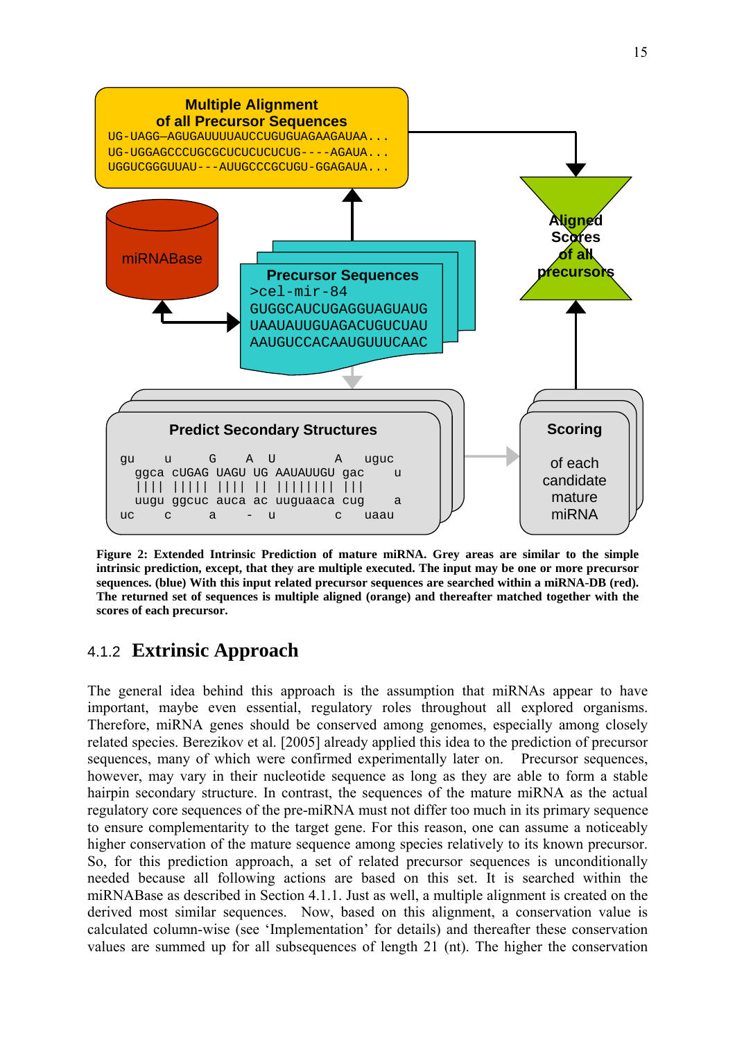Multiple Alignment
of all Precursor Sequences

```
UG-UAGG—AGUGAUUUUAUCCUGUGUAGAAGAUAA...
UG-UGGAGCCCUGCGCUCUCUCUCUG----AGAUA...
UGGUCGGGUUAU---AUUGCCCGCUGU-GGAGAUA...
```

miRNABase

Precursor Sequences

```
>cel-mir-84
GUGGCAUCUGAGGUAGUAUG
UAAUAUUGUAGACUGUCUAU
AAUGUCCACAAUGUUUCAAC
```

Aligned Scores of all precursors

Predict Secondary Structures

```
gu     u      G    A  U          A    uguc
  ggca cUGAG UAGU UG AAUAUUGU gac    u
  |||| ||||| |||| || |||||||| |||
  uugu ggcuc auca ac uuguaaca cug    a
uc     c      a    -  u          c    uaau
```

Scoring

of each candidate mature miRNA

**Figure 2: Extended Intrinsic Prediction of mature miRNA. Grey areas are similar to the simple intrinsic prediction, except, that they are multiple executed. The input may be one or more precursor sequences. (blue) With this input related precursor sequences are searched within a miRNA-DB (red). The returned set of sequences is multiple aligned (orange) and thereafter matched together with the scores of each precursor.**

### 4.1.2 Extrinsic Approach

The general idea behind this approach is the assumption that miRNAs appear to have important, maybe even essential, regulatory roles throughout all explored organisms. Therefore, miRNA genes should be conserved among genomes, especially among closely related species. Berezikov et al. [2005] already applied this idea to the prediction of precursor sequences, many of which were confirmed experimentally later on. Precursor sequences, however, may vary in their nucleotide sequence as long as they are able to form a stable hairpin secondary structure. In contrast, the sequences of the mature miRNA as the actual regulatory core sequences of the pre-miRNA must not differ too much in its primary sequence to ensure complementarity to the target gene. For this reason, one can assume a noticeably higher conservation of the mature sequence among species relatively to its known precursor. So, for this prediction approach, a set of related precursor sequences is unconditionally needed because all following actions are based on this set. It is searched within the miRNABase as described in Section 4.1.1. Just as well, a multiple alignment is created on the derived most similar sequences. Now, based on this alignment, a conservation value is calculated column-wise (see 'Implementation' for details) and thereafter these conservation values are summed up for all subsequences of length 21 (nt). The higher the conservation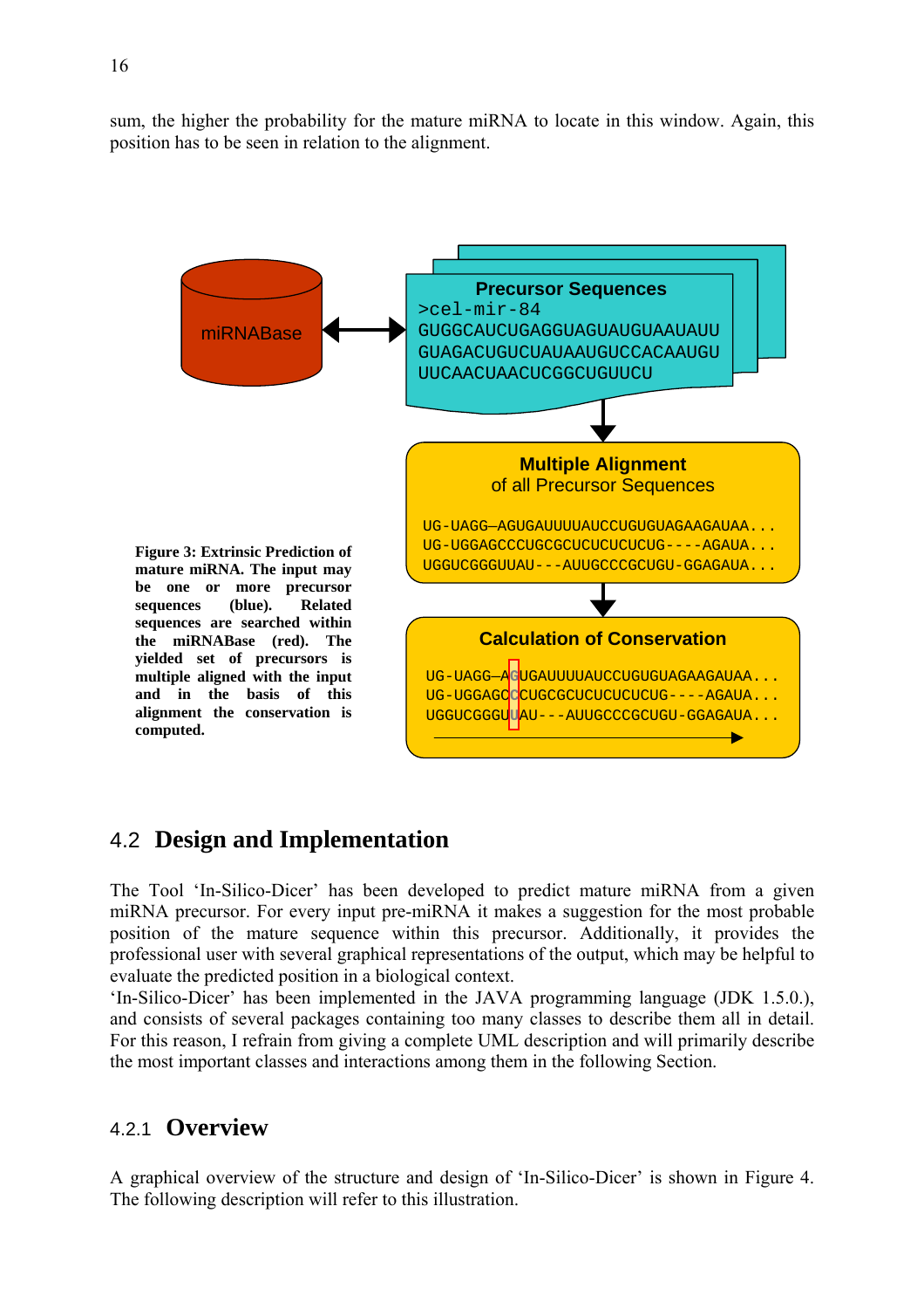sum, the higher the probability for the mature miRNA to locate in this window. Again, this position has to be seen in relation to the alignment.

**Figure 3: Extrinsic Prediction of mature miRNA. The input may be one or more precursor sequences (blue). Related sequences are searched within the miRNABase (red). The yielded set of precursors is multiple aligned with the input and in the basis of this alignment the conservation is computed.**

## 4.2 Design and Implementation

The Tool 'In-Silico-Dicer' has been developed to predict mature miRNA from a given miRNA precursor. For every input pre-miRNA it makes a suggestion for the most probable position of the mature sequence within this precursor. Additionally, it provides the professional user with several graphical representations of the output, which may be helpful to evaluate the predicted position in a biological context.
'In-Silico-Dicer' has been implemented in the JAVA programming language (JDK 1.5.0.), and consists of several packages containing too many classes to describe them all in detail. For this reason, I refrain from giving a complete UML description and will primarily describe the most important classes and interactions among them in the following Section.

### 4.2.1 Overview

A graphical overview of the structure and design of 'In-Silico-Dicer' is shown in Figure 4. The following description will refer to this illustration.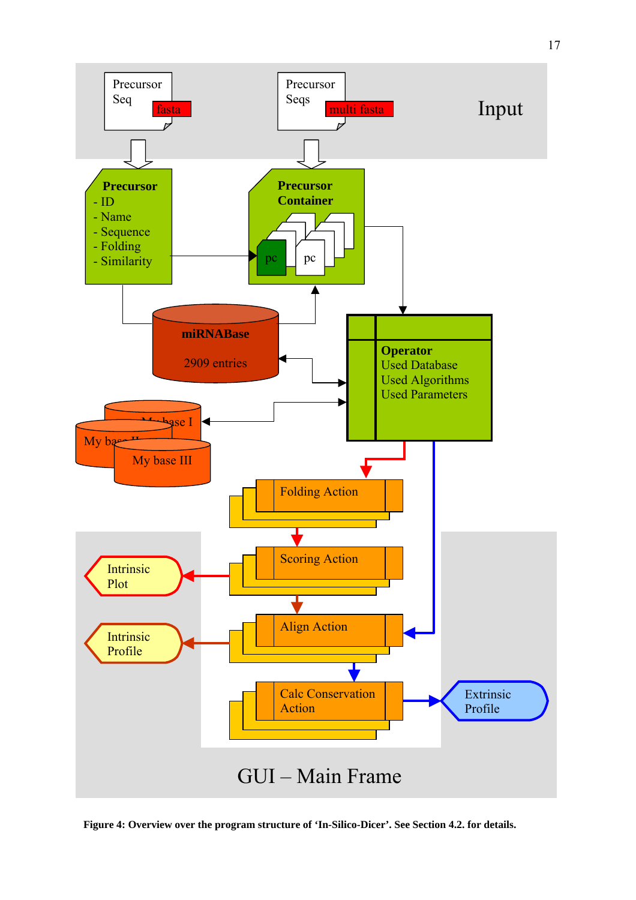Precursor Seq fasta

Precursor Seqs multi fasta

Input

**Precursor**
- ID
- Name
- Sequence
- Folding
- Similarity

**Precursor Container**

pc pc

**miRNABase**

2909 entries

My base I

My base II

My base III

**Operator**
Used Database
Used Algorithms
Used Parameters

Folding Action

Scoring Action

Align Action

Calc Conservation Action

Intrinsic Plot

Intrinsic Profile

Extrinsic Profile

GUI – Main Frame

**Figure 4: Overview over the program structure of 'In-Silico-Dicer'. See Section 4.2. for details.**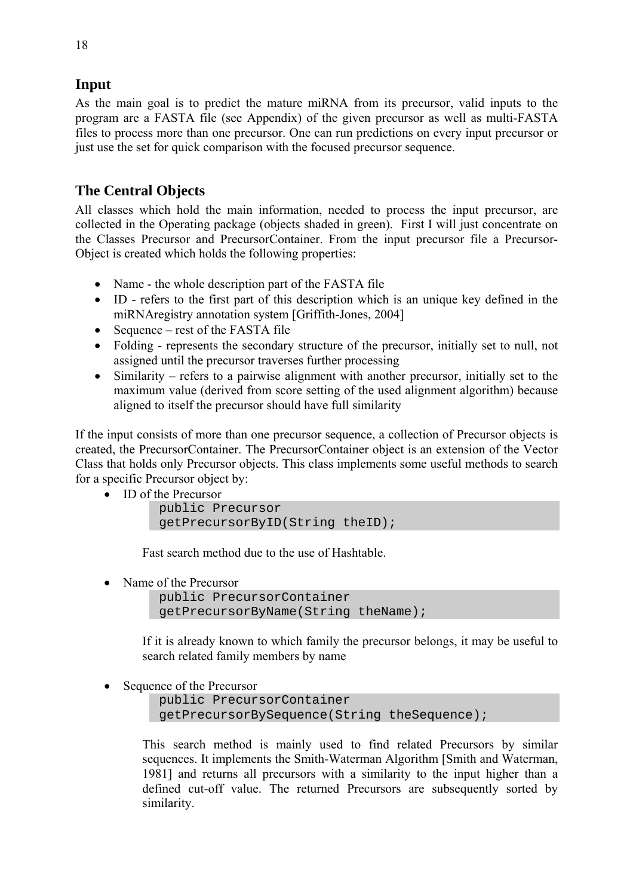## Input

As the main goal is to predict the mature miRNA from its precursor, valid inputs to the program are a FASTA file (see Appendix) of the given precursor as well as multi-FASTA files to process more than one precursor. One can run predictions on every input precursor or just use the set for quick comparison with the focused precursor sequence.

## The Central Objects

All classes which hold the main information, needed to process the input precursor, are collected in the Operating package (objects shaded in green). First I will just concentrate on the Classes Precursor and PrecursorContainer. From the input precursor file a Precursor-Object is created which holds the following properties:

- Name - the whole description part of the FASTA file
- ID - refers to the first part of this description which is an unique key defined in the miRNAregistry annotation system [Griffith-Jones, 2004]
- Sequence – rest of the FASTA file
- Folding - represents the secondary structure of the precursor, initially set to null, not assigned until the precursor traverses further processing
- Similarity – refers to a pairwise alignment with another precursor, initially set to the maximum value (derived from score setting of the used alignment algorithm) because aligned to itself the precursor should have full similarity

If the input consists of more than one precursor sequence, a collection of Precursor objects is created, the PrecursorContainer. The PrecursorContainer object is an extension of the Vector Class that holds only Precursor objects. This class implements some useful methods to search for a specific Precursor object by:

- ID of the Precursor

  ```
  public Precursor
  getPrecursorByID(String theID);
  ```

  Fast search method due to the use of Hashtable.

- Name of the Precursor

  ```
  public PrecursorContainer
  getPrecursorByName(String theName);
  ```

  If it is already known to which family the precursor belongs, it may be useful to search related family members by name

- Sequence of the Precursor

  ```
  public PrecursorContainer
  getPrecursorBySequence(String theSequence);
  ```

  This search method is mainly used to find related Precursors by similar sequences. It implements the Smith-Waterman Algorithm [Smith and Waterman, 1981] and returns all precursors with a similarity to the input higher than a defined cut-off value. The returned Precursors are subsequently sorted by similarity.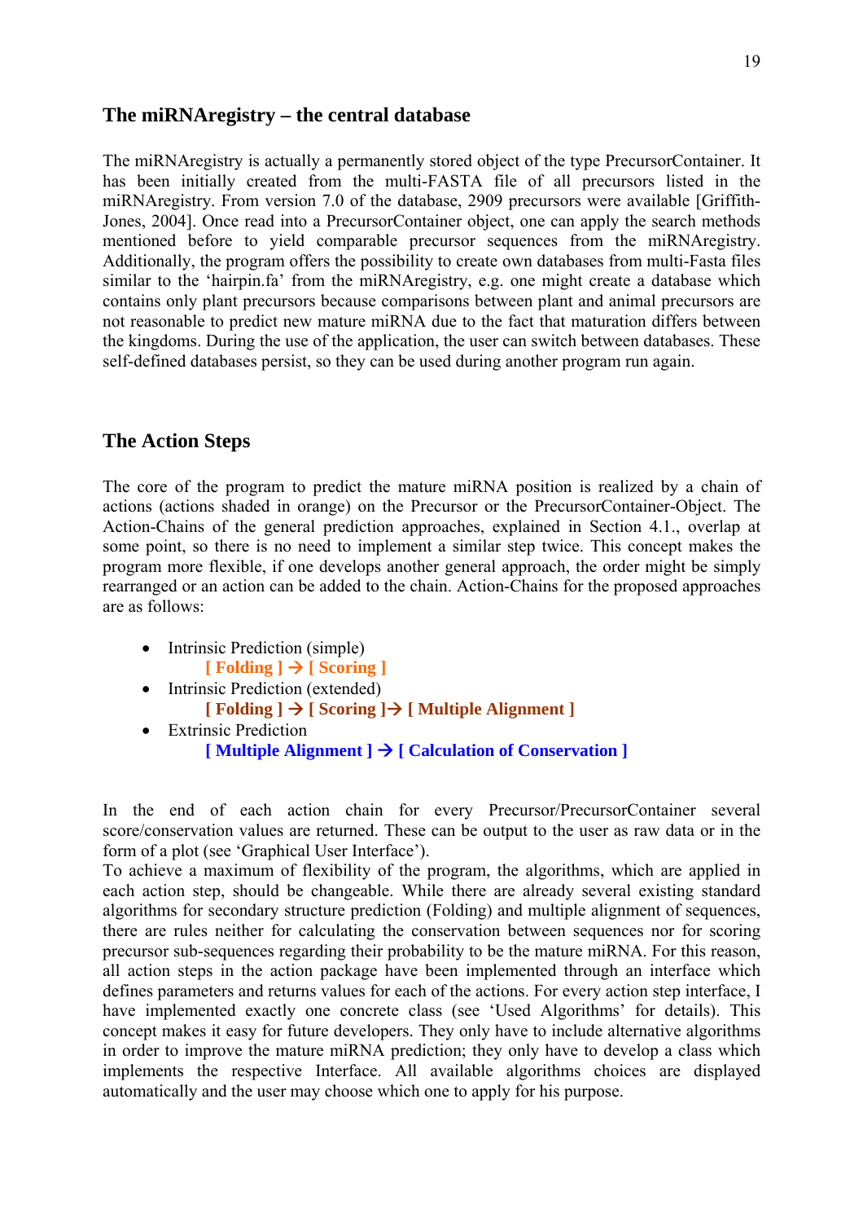## The miRNAregistry – the central database

The miRNAregistry is actually a permanently stored object of the type PrecursorContainer. It has been initially created from the multi-FASTA file of all precursors listed in the miRNAregistry. From version 7.0 of the database, 2909 precursors were available [Griffith-Jones, 2004]. Once read into a PrecursorContainer object, one can apply the search methods mentioned before to yield comparable precursor sequences from the miRNAregistry. Additionally, the program offers the possibility to create own databases from multi-Fasta files similar to the 'hairpin.fa' from the miRNAregistry, e.g. one might create a database which contains only plant precursors because comparisons between plant and animal precursors are not reasonable to predict new mature miRNA due to the fact that maturation differs between the kingdoms. During the use of the application, the user can switch between databases. These self-defined databases persist, so they can be used during another program run again.

## The Action Steps

The core of the program to predict the mature miRNA position is realized by a chain of actions (actions shaded in orange) on the Precursor or the PrecursorContainer-Object. The Action-Chains of the general prediction approaches, explained in Section 4.1., overlap at some point, so there is no need to implement a similar step twice. This concept makes the program more flexible, if one develops another general approach, the order might be simply rearranged or an action can be added to the chain. Action-Chains for the proposed approaches are as follows:

- Intrinsic Prediction (simple)
  **[ Folding ] → [ Scoring ]**
- Intrinsic Prediction (extended)
  **[ Folding ] → [ Scoring ]→ [ Multiple Alignment ]**
- Extrinsic Prediction
  **[ Multiple Alignment ] → [ Calculation of Conservation ]**

In the end of each action chain for every Precursor/PrecursorContainer several score/conservation values are returned. These can be output to the user as raw data or in the form of a plot (see 'Graphical User Interface').

To achieve a maximum of flexibility of the program, the algorithms, which are applied in each action step, should be changeable. While there are already several existing standard algorithms for secondary structure prediction (Folding) and multiple alignment of sequences, there are rules neither for calculating the conservation between sequences nor for scoring precursor sub-sequences regarding their probability to be the mature miRNA. For this reason, all action steps in the action package have been implemented through an interface which defines parameters and returns values for each of the actions. For every action step interface, I have implemented exactly one concrete class (see 'Used Algorithms' for details). This concept makes it easy for future developers. They only have to include alternative algorithms in order to improve the mature miRNA prediction; they only have to develop a class which implements the respective Interface. All available algorithms choices are displayed automatically and the user may choose which one to apply for his purpose.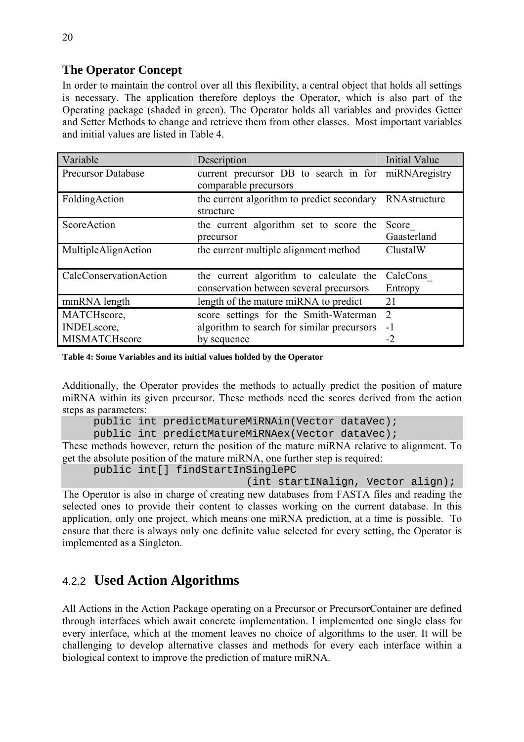### The Operator Concept

In order to maintain the control over all this flexibility, a central object that holds all settings is necessary. The application therefore deploys the Operator, which is also part of the Operating package (shaded in green). The Operator holds all variables and provides Getter and Setter Methods to change and retrieve them from other classes. Most important variables and initial values are listed in Table 4.

| Variable | Description | Initial Value |
|---|---|---|
| Precursor Database | current precursor DB to search in for comparable precursors | miRNAregistry |
| FoldingAction | the current algorithm to predict secondary structure | RNAstructure |
| ScoreAction | the current algorithm set to score the precursor | Score_Gaasterland |
| MultipleAlignAction | the current multiple alignment method | ClustalW |
| CalcConservationAction | the current algorithm to calculate the conservation between several precursors | CalcCons_Entropy |
| mmRNA length | length of the mature miRNA to predict | 21 |
| MATCHscore, INDELscore, MISMATCHscore | score settings for the Smith-Waterman algorithm to search for similar precursors by sequence | 2 -1 -2 |

**Table 4: Some Variables and its initial values holded by the Operator**

Additionally, the Operator provides the methods to actually predict the position of mature miRNA within its given precursor. These methods need the scores derived from the action steps as parameters:

```
public int predictMatureMiRNAin(Vector dataVec);
public int predictMatureMiRNAex(Vector dataVec);
```

These methods however, return the position of the mature miRNA relative to alignment. To get the absolute position of the mature miRNA, one further step is required:

```
public int[] findStartInSinglePC
                        (int startINalign, Vector align);
```

The Operator is also in charge of creating new databases from FASTA files and reading the selected ones to provide their content to classes working on the current database. In this application, only one project, which means one miRNA prediction, at a time is possible. To ensure that there is always only one definite value selected for every setting, the Operator is implemented as a Singleton.

## 4.2.2 Used Action Algorithms

All Actions in the Action Package operating on a Precursor or PrecursorContainer are defined through interfaces which await concrete implementation. I implemented one single class for every interface, which at the moment leaves no choice of algorithms to the user. It will be challenging to develop alternative classes and methods for every each interface within a biological context to improve the prediction of mature miRNA.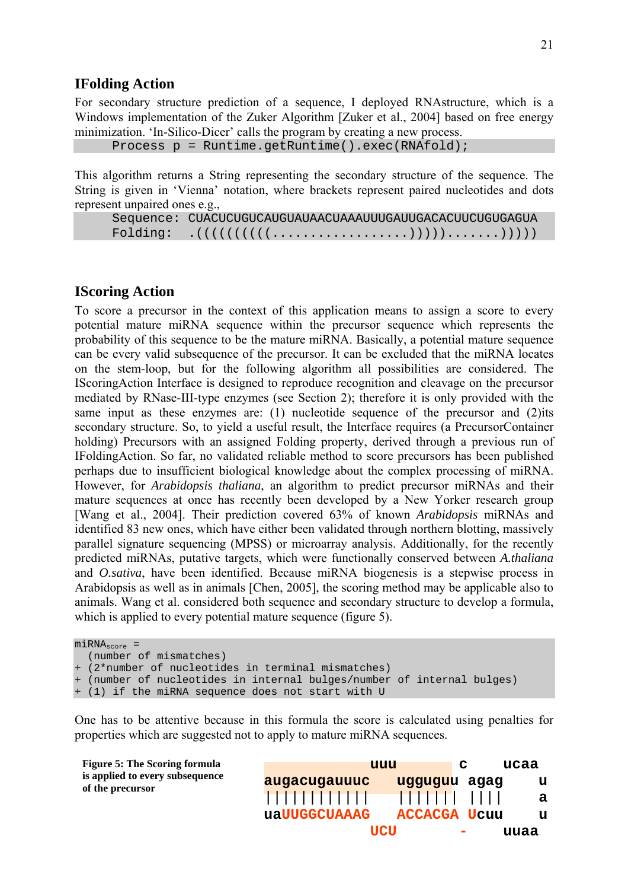## IFolding Action

For secondary structure prediction of a sequence, I deployed RNAstructure, which is a Windows implementation of the Zuker Algorithm [Zuker et al., 2004] based on free energy minimization. 'In-Silico-Dicer' calls the program by creating a new process.

```
    Process p = Runtime.getRuntime().exec(RNAfold);
```

This algorithm returns a String representing the secondary structure of the sequence. The String is given in 'Vienna' notation, where brackets represent paired nucleotides and dots represent unpaired ones e.g.,

```
    Sequence: CUACUCUGUCAUGUAUAACUAAAUUUGAUUGACACUUCUGUGAGUA
    Folding:  .((((((((((..................))))).......)))))
```

## IScoring Action

To score a precursor in the context of this application means to assign a score to every potential mature miRNA sequence within the precursor sequence which represents the probability of this sequence to be the mature miRNA. Basically, a potential mature sequence can be every valid subsequence of the precursor. It can be excluded that the miRNA locates on the stem-loop, but for the following algorithm all possibilities are considered. The IScoringAction Interface is designed to reproduce recognition and cleavage on the precursor mediated by RNase-III-type enzymes (see Section 2); therefore it is only provided with the same input as these enzymes are: (1) nucleotide sequence of the precursor and (2)its secondary structure. So, to yield a useful result, the Interface requires (a PrecursorContainer holding) Precursors with an assigned Folding property, derived through a previous run of IFoldingAction. So far, no validated reliable method to score precursors has been published perhaps due to insufficient biological knowledge about the complex processing of miRNA. However, for *Arabidopsis thaliana*, an algorithm to predict precursor miRNAs and their mature sequences at once has recently been developed by a New Yorker research group [Wang et al., 2004]. Their prediction covered 63% of known *Arabidopsis* miRNAs and identified 83 new ones, which have either been validated through northern blotting, massively parallel signature sequencing (MPSS) or microarray analysis. Additionally, for the recently predicted miRNAs, putative targets, which were functionally conserved between *A.thaliana* and *O.sativa*, have been identified. Because miRNA biogenesis is a stepwise process in Arabidopsis as well as in animals [Chen, 2005], the scoring method may be applicable also to animals. Wang et al. considered both sequence and secondary structure to develop a formula, which is applied to every potential mature sequence (figure 5).

```
miRNA_score =
  (number of mismatches)
+ (2*number of nucleotides in terminal mismatches)
+ (number of nucleotides in internal bulges/number of internal bulges)
+ (1) if the miRNA sequence does not start with U
```

One has to be attentive because in this formula the score is calculated using penalties for properties which are suggested not to apply to mature miRNA sequences.

```
                         uuu          c     ucaa
augacugauuuc       ugguguu  agag           u
||||||||||||       |||||||  ||||           a
uaUUGGCUAAAG       ACCACGA  Ucuu           u
                         UCU          -     uuaa
```

**Figure 5: The Scoring formula is applied to every subsequence of the precursor**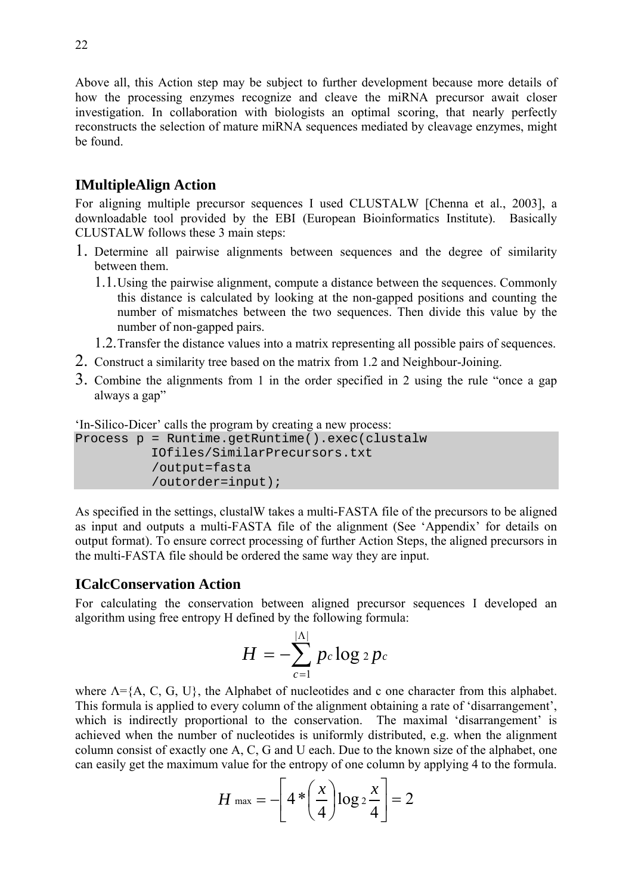Above all, this Action step may be subject to further development because more details of how the processing enzymes recognize and cleave the miRNA precursor await closer investigation. In collaboration with biologists an optimal scoring, that nearly perfectly reconstructs the selection of mature miRNA sequences mediated by cleavage enzymes, might be found.

### IMultipleAlign Action

For aligning multiple precursor sequences I used CLUSTALW [Chenna et al., 2003], a downloadable tool provided by the EBI (European Bioinformatics Institute). Basically CLUSTALW follows these 3 main steps:

1. Determine all pairwise alignments between sequences and the degree of similarity between them.
   1.1. Using the pairwise alignment, compute a distance between the sequences. Commonly this distance is calculated by looking at the non-gapped positions and counting the number of mismatches between the two sequences. Then divide this value by the number of non-gapped pairs.
   1.2. Transfer the distance values into a matrix representing all possible pairs of sequences.
2. Construct a similarity tree based on the matrix from 1.2 and Neighbour-Joining.
3. Combine the alignments from 1 in the order specified in 2 using the rule "once a gap always a gap"

'In-Silico-Dicer' calls the program by creating a new process:

```
Process p = Runtime.getRuntime().exec(clustalw
          IOfiles/SimilarPrecursors.txt
          /output=fasta
          /outorder=input);
```

As specified in the settings, clustalW takes a multi-FASTA file of the precursors to be aligned as input and outputs a multi-FASTA file of the alignment (See 'Appendix' for details on output format). To ensure correct processing of further Action Steps, the aligned precursors in the multi-FASTA file should be ordered the same way they are input.

### ICalcConservation Action

For calculating the conservation between aligned precursor sequences I developed an algorithm using free entropy H defined by the following formula:

$$H = -\sum_{c=1}^{|\Lambda|} p_c \log_2 p_c$$

where $\Lambda$={A, C, G, U}, the Alphabet of nucleotides and c one character from this alphabet. This formula is applied to every column of the alignment obtaining a rate of 'disarrangement', which is indirectly proportional to the conservation. The maximal 'disarrangement' is achieved when the number of nucleotides is uniformly distributed, e.g. when the alignment column consist of exactly one A, C, G and U each. Due to the known size of the alphabet, one can easily get the maximum value for the entropy of one column by applying 4 to the formula.

$$H_{\max} = -\left[4 * \left(\frac{x}{4}\right) \log_2 \frac{x}{4}\right] = 2$$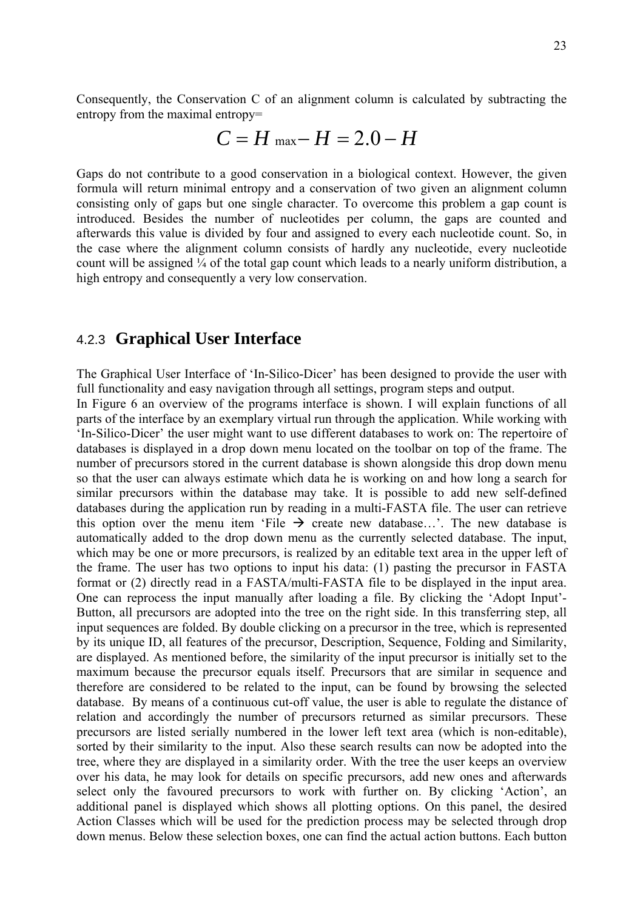Consequently, the Conservation C of an alignment column is calculated by subtracting the entropy from the maximal entropy=

$$C = H_{\max} - H = 2.0 - H$$

Gaps do not contribute to a good conservation in a biological context. However, the given formula will return minimal entropy and a conservation of two given an alignment column consisting only of gaps but one single character. To overcome this problem a gap count is introduced. Besides the number of nucleotides per column, the gaps are counted and afterwards this value is divided by four and assigned to every each nucleotide count. So, in the case where the alignment column consists of hardly any nucleotide, every nucleotide count will be assigned ¼ of the total gap count which leads to a nearly uniform distribution, a high entropy and consequently a very low conservation.

### 4.2.3 Graphical User Interface

The Graphical User Interface of 'In-Silico-Dicer' has been designed to provide the user with full functionality and easy navigation through all settings, program steps and output.
In Figure 6 an overview of the programs interface is shown. I will explain functions of all parts of the interface by an exemplary virtual run through the application. While working with 'In-Silico-Dicer' the user might want to use different databases to work on: The repertoire of databases is displayed in a drop down menu located on the toolbar on top of the frame. The number of precursors stored in the current database is shown alongside this drop down menu so that the user can always estimate which data he is working on and how long a search for similar precursors within the database may take. It is possible to add new self-defined databases during the application run by reading in a multi-FASTA file. The user can retrieve this option over the menu item 'File → create new database…'. The new database is automatically added to the drop down menu as the currently selected database. The input, which may be one or more precursors, is realized by an editable text area in the upper left of the frame. The user has two options to input his data: (1) pasting the precursor in FASTA format or (2) directly read in a FASTA/multi-FASTA file to be displayed in the input area. One can reprocess the input manually after loading a file. By clicking the 'Adopt Input'-Button, all precursors are adopted into the tree on the right side. In this transferring step, all input sequences are folded. By double clicking on a precursor in the tree, which is represented by its unique ID, all features of the precursor, Description, Sequence, Folding and Similarity, are displayed. As mentioned before, the similarity of the input precursor is initially set to the maximum because the precursor equals itself. Precursors that are similar in sequence and therefore are considered to be related to the input, can be found by browsing the selected database. By means of a continuous cut-off value, the user is able to regulate the distance of relation and accordingly the number of precursors returned as similar precursors. These precursors are listed serially numbered in the lower left text area (which is non-editable), sorted by their similarity to the input. Also these search results can now be adopted into the tree, where they are displayed in a similarity order. With the tree the user keeps an overview over his data, he may look for details on specific precursors, add new ones and afterwards select only the favoured precursors to work with further on. By clicking 'Action', an additional panel is displayed which shows all plotting options. On this panel, the desired Action Classes which will be used for the prediction process may be selected through drop down menus. Below these selection boxes, one can find the actual action buttons. Each button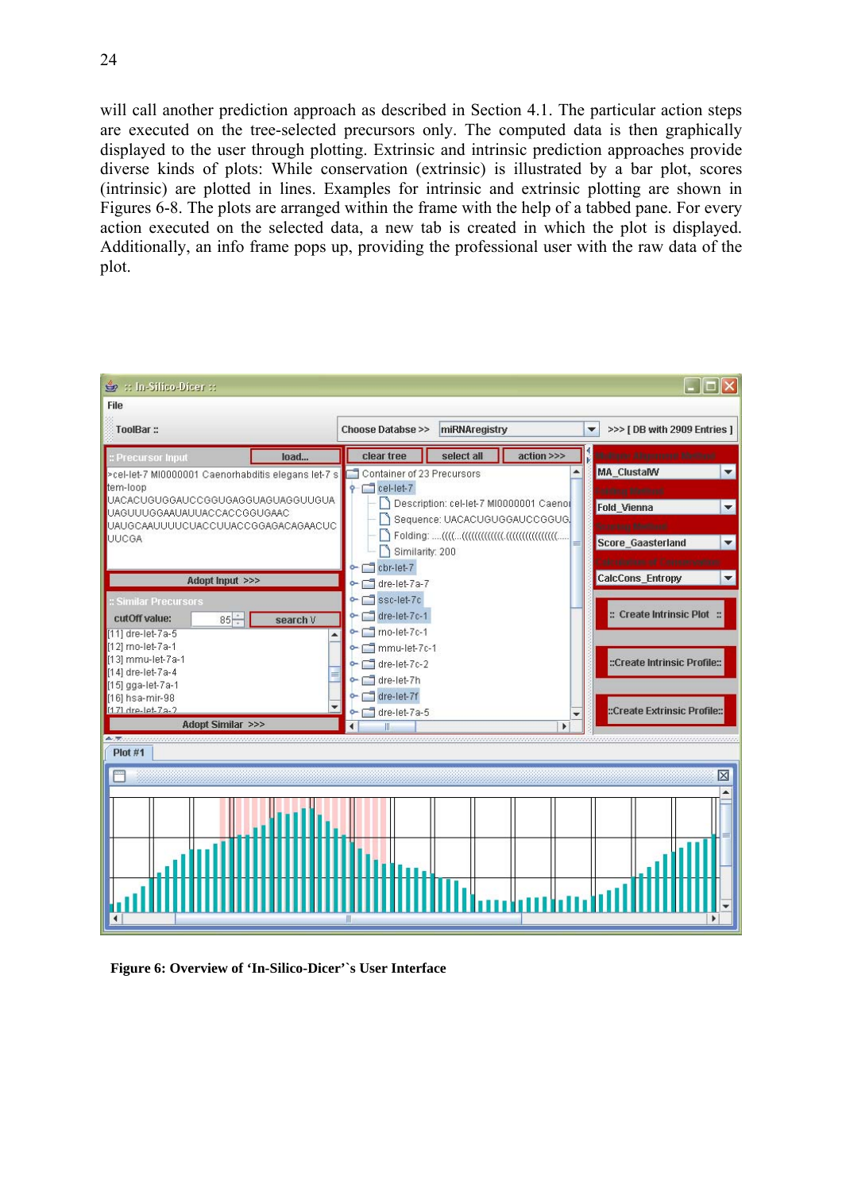will call another prediction approach as described in Section 4.1. The particular action steps are executed on the tree-selected precursors only. The computed data is then graphically displayed to the user through plotting. Extrinsic and intrinsic prediction approaches provide diverse kinds of plots: While conservation (extrinsic) is illustrated by a bar plot, scores (intrinsic) are plotted in lines. Examples for intrinsic and extrinsic plotting are shown in Figures 6-8. The plots are arranged within the frame with the help of a tabbed pane. For every action executed on the selected data, a new tab is created in which the plot is displayed. Additionally, an info frame pops up, providing the professional user with the raw data of the plot.

**Figure 6: Overview of 'In-Silico-Dicer'`s User Interface**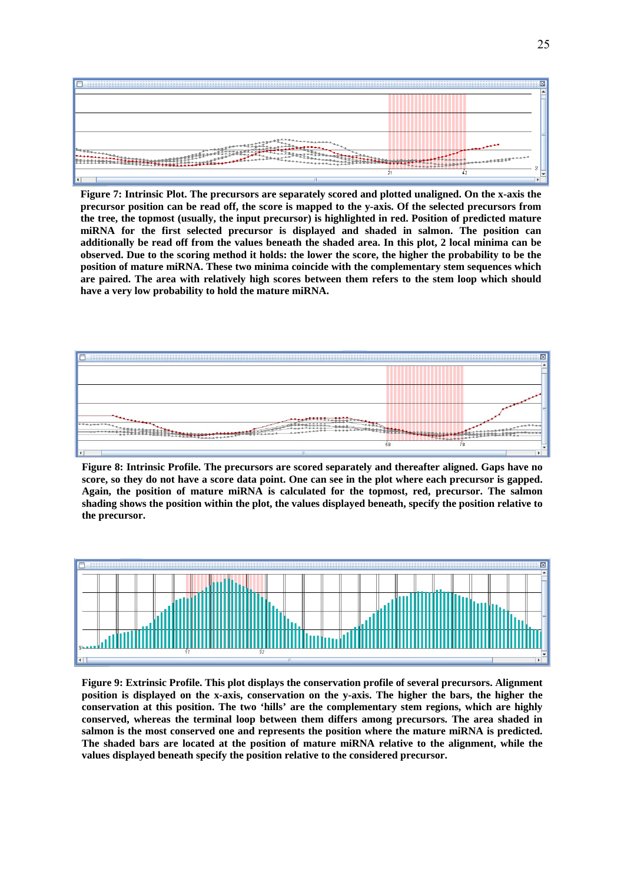**Figure 7: Intrinsic Plot. The precursors are separately scored and plotted unaligned. On the x-axis the precursor position can be read off, the score is mapped to the y-axis. Of the selected precursors from the tree, the topmost (usually, the input precursor) is highlighted in red. Position of predicted mature miRNA for the first selected precursor is displayed and shaded in salmon. The position can additionally be read off from the values beneath the shaded area. In this plot, 2 local minima can be observed. Due to the scoring method it holds: the lower the score, the higher the probability to be the position of mature miRNA. These two minima coincide with the complementary stem sequences which are paired. The area with relatively high scores between them refers to the stem loop which should have a very low probability to hold the mature miRNA.**

**Figure 8: Intrinsic Profile. The precursors are scored separately and thereafter aligned. Gaps have no score, so they do not have a score data point. One can see in the plot where each precursor is gapped. Again, the position of mature miRNA is calculated for the topmost, red, precursor. The salmon shading shows the position within the plot, the values displayed beneath, specify the position relative to the precursor.**

**Figure 9: Extrinsic Profile. This plot displays the conservation profile of several precursors. Alignment position is displayed on the x-axis, conservation on the y-axis. The higher the bars, the higher the conservation at this position. The two 'hills' are the complementary stem regions, which are highly conserved, whereas the terminal loop between them differs among precursors. The area shaded in salmon is the most conserved one and represents the position where the mature miRNA is predicted. The shaded bars are located at the position of mature miRNA relative to the alignment, while the values displayed beneath specify the position relative to the considered precursor.**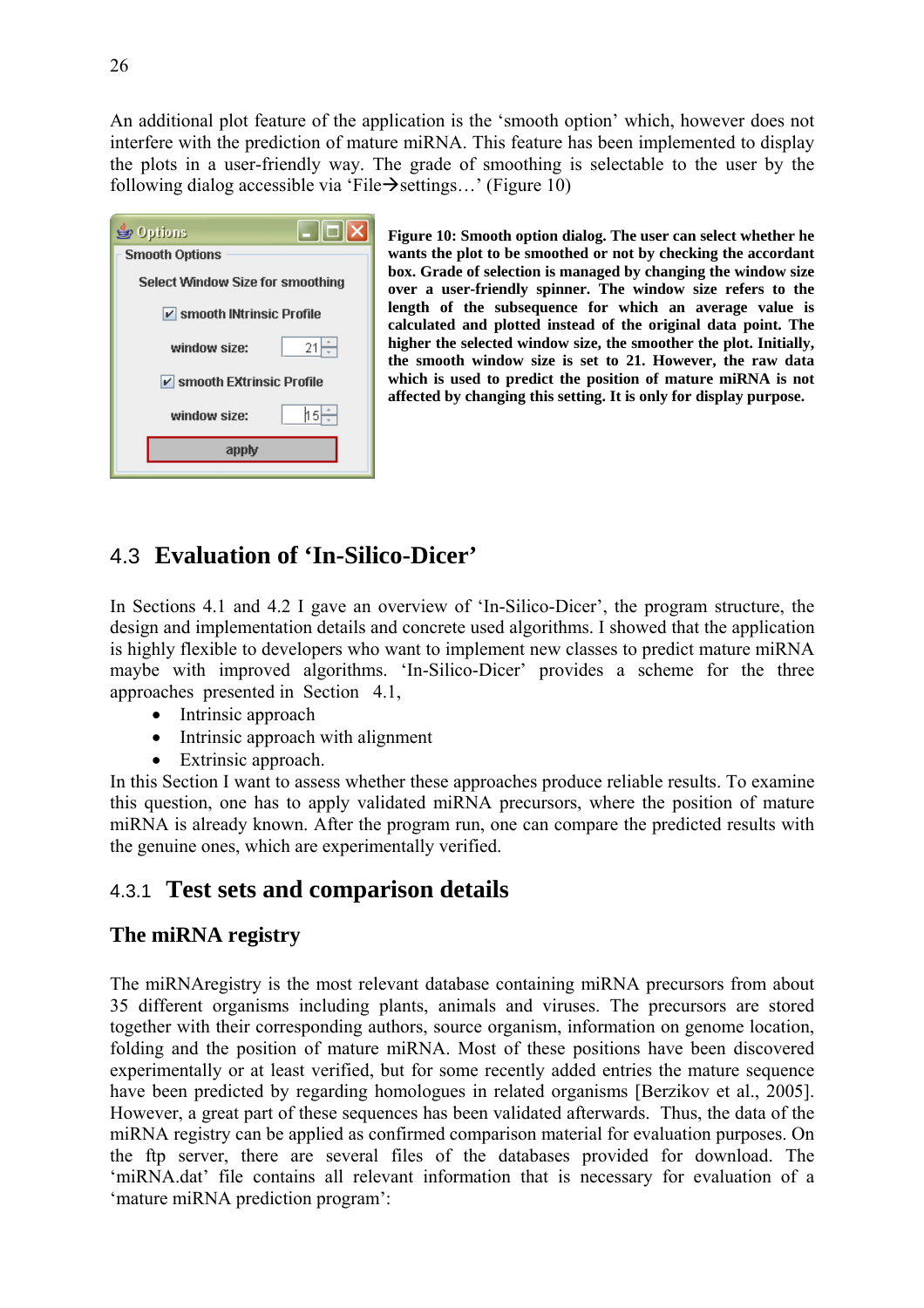An additional plot feature of the application is the 'smooth option' which, however does not interfere with the prediction of mature miRNA. This feature has been implemented to display the plots in a user-friendly way. The grade of smoothing is selectable to the user by the following dialog accessible via 'File→settings…' (Figure 10)

**Figure 10: Smooth option dialog. The user can select whether he wants the plot to be smoothed or not by checking the accordant box. Grade of selection is managed by changing the window size over a user-friendly spinner. The window size refers to the length of the subsequence for which an average value is calculated and plotted instead of the original data point. The higher the selected window size, the smoother the plot. Initially, the smooth window size is set to 21. However, the raw data which is used to predict the position of mature miRNA is not affected by changing this setting. It is only for display purpose.**

## 4.3 Evaluation of 'In-Silico-Dicer'

In Sections 4.1 and 4.2 I gave an overview of 'In-Silico-Dicer', the program structure, the design and implementation details and concrete used algorithms. I showed that the application is highly flexible to developers who want to implement new classes to predict mature miRNA maybe with improved algorithms. 'In-Silico-Dicer' provides a scheme for the three approaches presented in Section 4.1,

- Intrinsic approach
- Intrinsic approach with alignment
- Extrinsic approach.

In this Section I want to assess whether these approaches produce reliable results. To examine this question, one has to apply validated miRNA precursors, where the position of mature miRNA is already known. After the program run, one can compare the predicted results with the genuine ones, which are experimentally verified.

### 4.3.1 Test sets and comparison details

#### The miRNA registry

The miRNAregistry is the most relevant database containing miRNA precursors from about 35 different organisms including plants, animals and viruses. The precursors are stored together with their corresponding authors, source organism, information on genome location, folding and the position of mature miRNA. Most of these positions have been discovered experimentally or at least verified, but for some recently added entries the mature sequence have been predicted by regarding homologues in related organisms [Berzikov et al., 2005]. However, a great part of these sequences has been validated afterwards. Thus, the data of the miRNA registry can be applied as confirmed comparison material for evaluation purposes. On the ftp server, there are several files of the databases provided for download. The 'miRNA.dat' file contains all relevant information that is necessary for evaluation of a 'mature miRNA prediction program':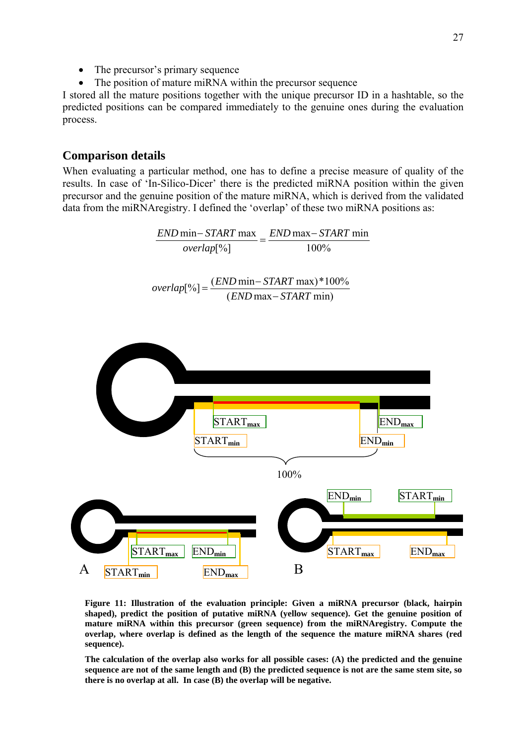- The precursor's primary sequence
- The position of mature miRNA within the precursor sequence

I stored all the mature positions together with the unique precursor ID in a hashtable, so the predicted positions can be compared immediately to the genuine ones during the evaluation process.

## Comparison details

When evaluating a particular method, one has to define a precise measure of quality of the results. In case of 'In-Silico-Dicer' there is the predicted miRNA position within the given precursor and the genuine position of the mature miRNA, which is derived from the validated data from the miRNAregistry. I defined the 'overlap' of these two miRNA positions as:

$$\frac{END\min - START\max}{overlap[\%]} = \frac{END\max - START\min}{100\%}$$

$$overlap[\%] = \frac{(END\min - START\max)*100\%}{(END\max - START\min)}$$

**Figure 11: Illustration of the evaluation principle: Given a miRNA precursor (black, hairpin shaped), predict the position of putative miRNA (yellow sequence). Get the genuine position of mature miRNA within this precursor (green sequence) from the miRNAregistry. Compute the overlap, where overlap is defined as the length of the sequence the mature miRNA shares (red sequence).**

**The calculation of the overlap also works for all possible cases: (A) the predicted and the genuine sequence are not of the same length and (B) the predicted sequence is not are the same stem site, so there is no overlap at all. In case (B) the overlap will be negative.**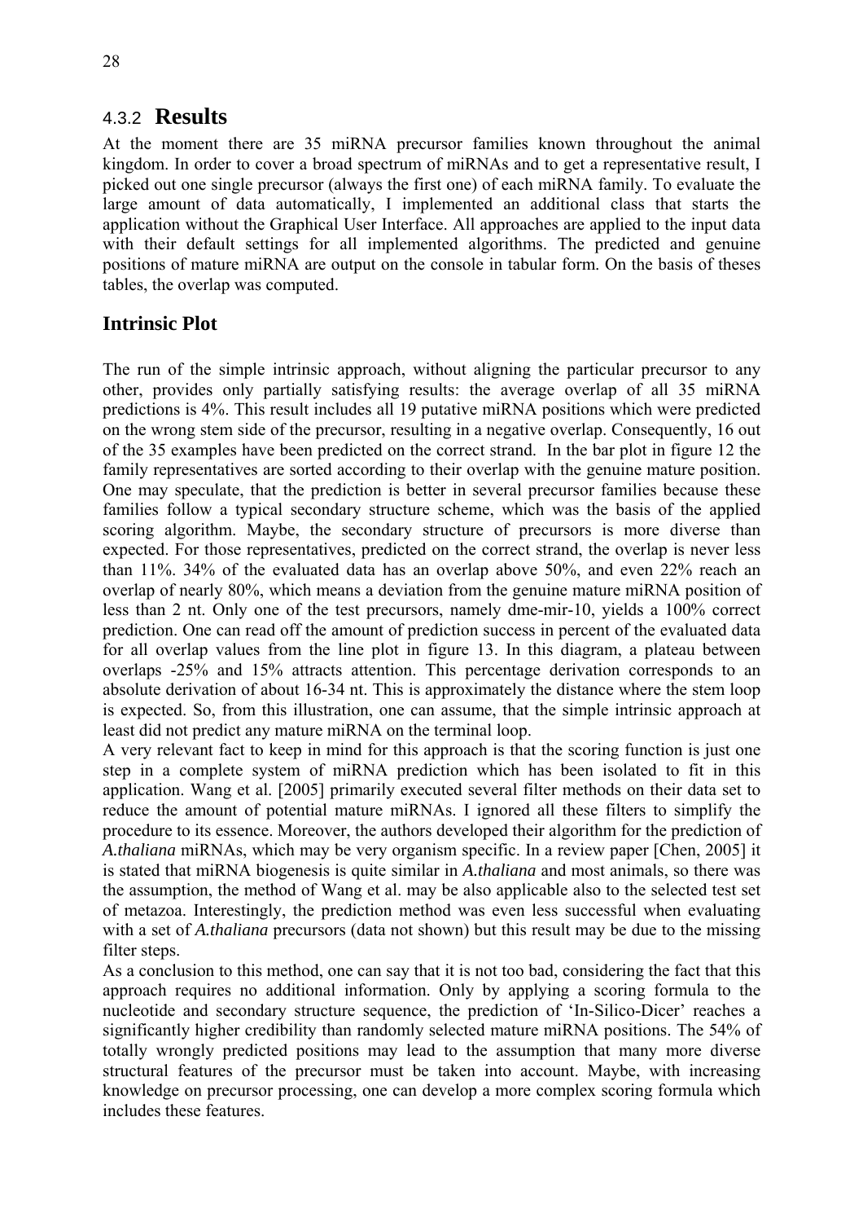### 4.3.2 **Results**

At the moment there are 35 miRNA precursor families known throughout the animal kingdom. In order to cover a broad spectrum of miRNAs and to get a representative result, I picked out one single precursor (always the first one) of each miRNA family. To evaluate the large amount of data automatically, I implemented an additional class that starts the application without the Graphical User Interface. All approaches are applied to the input data with their default settings for all implemented algorithms. The predicted and genuine positions of mature miRNA are output on the console in tabular form. On the basis of theses tables, the overlap was computed.

### Intrinsic Plot

The run of the simple intrinsic approach, without aligning the particular precursor to any other, provides only partially satisfying results: the average overlap of all 35 miRNA predictions is 4%. This result includes all 19 putative miRNA positions which were predicted on the wrong stem side of the precursor, resulting in a negative overlap. Consequently, 16 out of the 35 examples have been predicted on the correct strand. In the bar plot in figure 12 the family representatives are sorted according to their overlap with the genuine mature position. One may speculate, that the prediction is better in several precursor families because these families follow a typical secondary structure scheme, which was the basis of the applied scoring algorithm. Maybe, the secondary structure of precursors is more diverse than expected. For those representatives, predicted on the correct strand, the overlap is never less than 11%. 34% of the evaluated data has an overlap above 50%, and even 22% reach an overlap of nearly 80%, which means a deviation from the genuine mature miRNA position of less than 2 nt. Only one of the test precursors, namely dme-mir-10, yields a 100% correct prediction. One can read off the amount of prediction success in percent of the evaluated data for all overlap values from the line plot in figure 13. In this diagram, a plateau between overlaps -25% and 15% attracts attention. This percentage derivation corresponds to an absolute derivation of about 16-34 nt. This is approximately the distance where the stem loop is expected. So, from this illustration, one can assume, that the simple intrinsic approach at least did not predict any mature miRNA on the terminal loop.

A very relevant fact to keep in mind for this approach is that the scoring function is just one step in a complete system of miRNA prediction which has been isolated to fit in this application. Wang et al. [2005] primarily executed several filter methods on their data set to reduce the amount of potential mature miRNAs. I ignored all these filters to simplify the procedure to its essence. Moreover, the authors developed their algorithm for the prediction of *A.thaliana* miRNAs, which may be very organism specific. In a review paper [Chen, 2005] it is stated that miRNA biogenesis is quite similar in *A.thaliana* and most animals, so there was the assumption, the method of Wang et al. may be also applicable also to the selected test set of metazoa. Interestingly, the prediction method was even less successful when evaluating with a set of *A.thaliana* precursors (data not shown) but this result may be due to the missing filter steps.

As a conclusion to this method, one can say that it is not too bad, considering the fact that this approach requires no additional information. Only by applying a scoring formula to the nucleotide and secondary structure sequence, the prediction of 'In-Silico-Dicer' reaches a significantly higher credibility than randomly selected mature miRNA positions. The 54% of totally wrongly predicted positions may lead to the assumption that many more diverse structural features of the precursor must be taken into account. Maybe, with increasing knowledge on precursor processing, one can develop a more complex scoring formula which includes these features.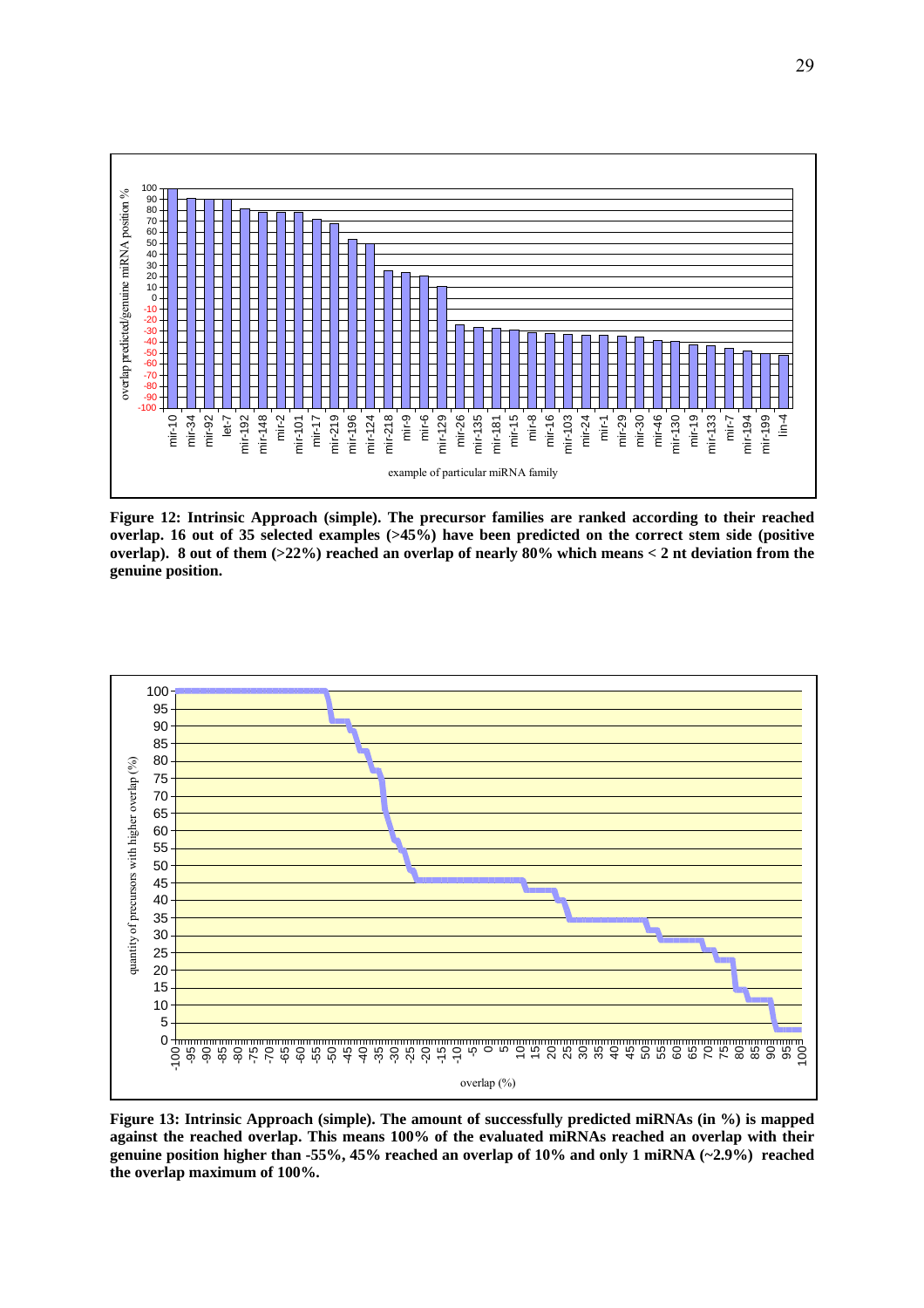**Figure 12: Intrinsic Approach (simple). The precursor families are ranked according to their reached overlap. 16 out of 35 selected examples (>45%) have been predicted on the correct stem side (positive overlap). 8 out of them (>22%) reached an overlap of nearly 80% which means < 2 nt deviation from the genuine position.**

**Figure 13: Intrinsic Approach (simple). The amount of successfully predicted miRNAs (in %) is mapped against the reached overlap. This means 100% of the evaluated miRNAs reached an overlap with their genuine position higher than -55%, 45% reached an overlap of 10% and only 1 miRNA (~2.9%) reached the overlap maximum of 100%.**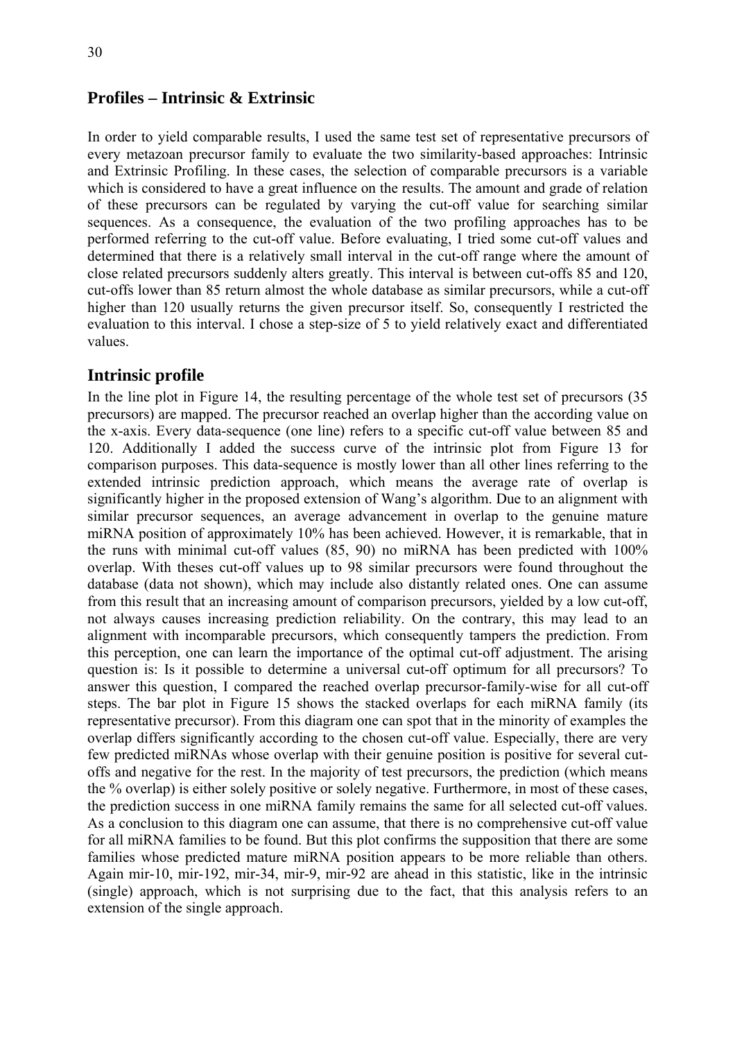## Profiles – Intrinsic & Extrinsic

In order to yield comparable results, I used the same test set of representative precursors of every metazoan precursor family to evaluate the two similarity-based approaches: Intrinsic and Extrinsic Profiling. In these cases, the selection of comparable precursors is a variable which is considered to have a great influence on the results. The amount and grade of relation of these precursors can be regulated by varying the cut-off value for searching similar sequences. As a consequence, the evaluation of the two profiling approaches has to be performed referring to the cut-off value. Before evaluating, I tried some cut-off values and determined that there is a relatively small interval in the cut-off range where the amount of close related precursors suddenly alters greatly. This interval is between cut-offs 85 and 120, cut-offs lower than 85 return almost the whole database as similar precursors, while a cut-off higher than 120 usually returns the given precursor itself. So, consequently I restricted the evaluation to this interval. I chose a step-size of 5 to yield relatively exact and differentiated values.

## Intrinsic profile

In the line plot in Figure 14, the resulting percentage of the whole test set of precursors (35 precursors) are mapped. The precursor reached an overlap higher than the according value on the x-axis. Every data-sequence (one line) refers to a specific cut-off value between 85 and 120. Additionally I added the success curve of the intrinsic plot from Figure 13 for comparison purposes. This data-sequence is mostly lower than all other lines referring to the extended intrinsic prediction approach, which means the average rate of overlap is significantly higher in the proposed extension of Wang's algorithm. Due to an alignment with similar precursor sequences, an average advancement in overlap to the genuine mature miRNA position of approximately 10% has been achieved. However, it is remarkable, that in the runs with minimal cut-off values (85, 90) no miRNA has been predicted with 100% overlap. With theses cut-off values up to 98 similar precursors were found throughout the database (data not shown), which may include also distantly related ones. One can assume from this result that an increasing amount of comparison precursors, yielded by a low cut-off, not always causes increasing prediction reliability. On the contrary, this may lead to an alignment with incomparable precursors, which consequently tampers the prediction. From this perception, one can learn the importance of the optimal cut-off adjustment. The arising question is: Is it possible to determine a universal cut-off optimum for all precursors? To answer this question, I compared the reached overlap precursor-family-wise for all cut-off steps. The bar plot in Figure 15 shows the stacked overlaps for each miRNA family (its representative precursor). From this diagram one can spot that in the minority of examples the overlap differs significantly according to the chosen cut-off value. Especially, there are very few predicted miRNAs whose overlap with their genuine position is positive for several cut-offs and negative for the rest. In the majority of test precursors, the prediction (which means the % overlap) is either solely positive or solely negative. Furthermore, in most of these cases, the prediction success in one miRNA family remains the same for all selected cut-off values. As a conclusion to this diagram one can assume, that there is no comprehensive cut-off value for all miRNA families to be found. But this plot confirms the supposition that there are some families whose predicted mature miRNA position appears to be more reliable than others. Again mir-10, mir-192, mir-34, mir-9, mir-92 are ahead in this statistic, like in the intrinsic (single) approach, which is not surprising due to the fact, that this analysis refers to an extension of the single approach.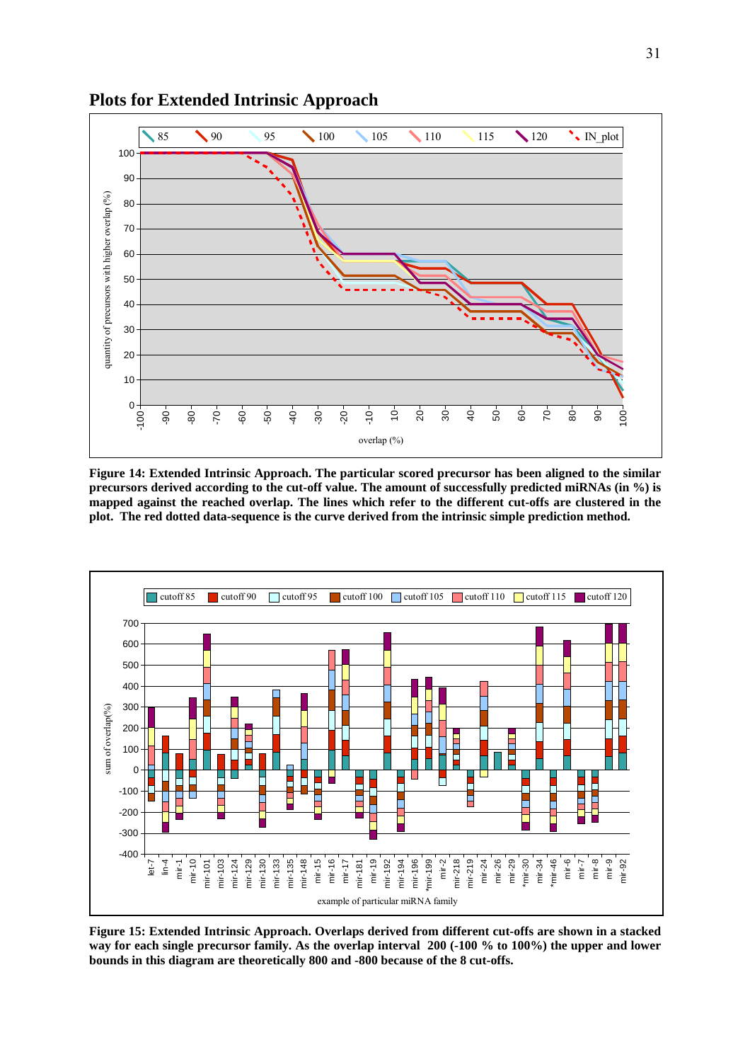## Plots for Extended Intrinsic Approach

**Figure 14: Extended Intrinsic Approach. The particular scored precursor has been aligned to the similar precursors derived according to the cut-off value. The amount of successfully predicted miRNAs (in %) is mapped against the reached overlap. The lines which refer to the different cut-offs are clustered in the plot. The red dotted data-sequence is the curve derived from the intrinsic simple prediction method.**

**Figure 15: Extended Intrinsic Approach. Overlaps derived from different cut-offs are shown in a stacked way for each single precursor family. As the overlap interval 200 (-100 % to 100%) the upper and lower bounds in this diagram are theoretically 800 and -800 because of the 8 cut-offs.**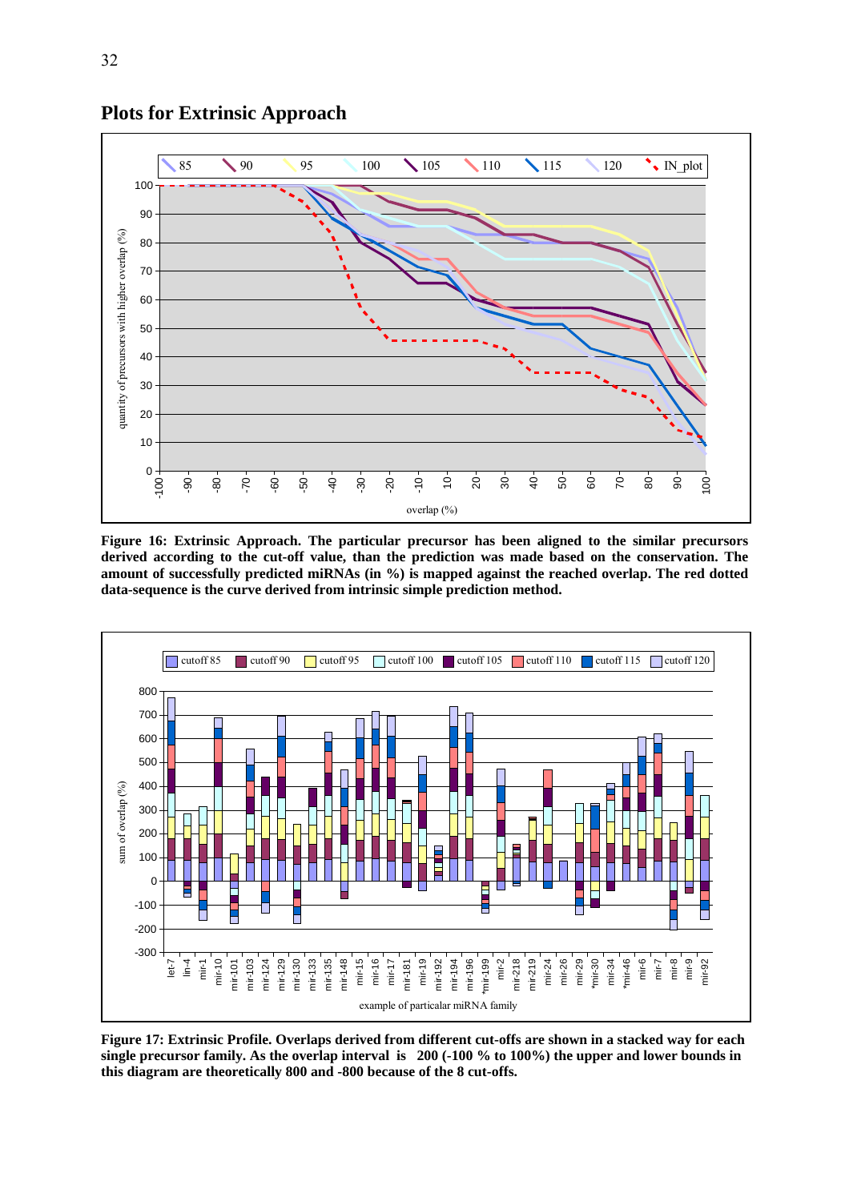## Plots for Extrinsic Approach

**Figure 16: Extrinsic Approach. The particular precursor has been aligned to the similar precursors derived according to the cut-off value, than the prediction was made based on the conservation. The amount of successfully predicted miRNAs (in %) is mapped against the reached overlap. The red dotted data-sequence is the curve derived from intrinsic simple prediction method.**

**Figure 17: Extrinsic Profile. Overlaps derived from different cut-offs are shown in a stacked way for each single precursor family. As the overlap interval is 200 (-100 % to 100%) the upper and lower bounds in this diagram are theoretically 800 and -800 because of the 8 cut-offs.**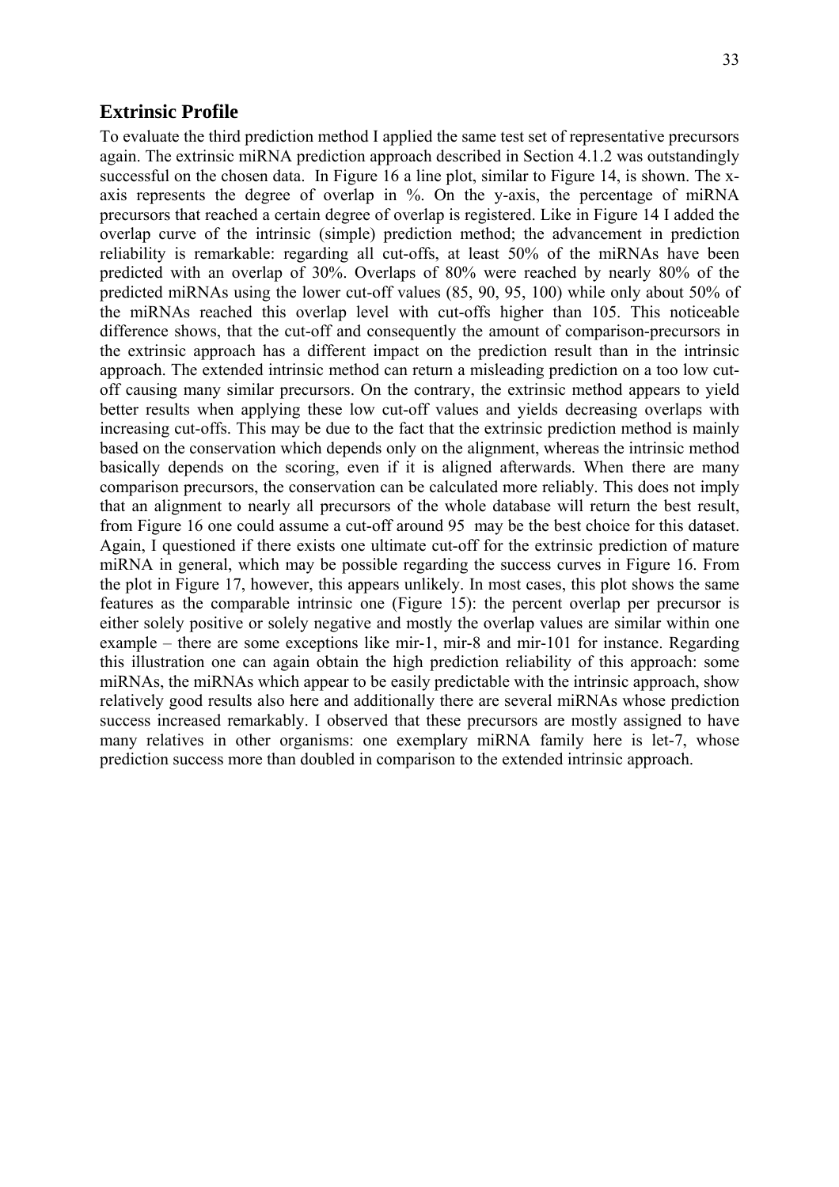## Extrinsic Profile

To evaluate the third prediction method I applied the same test set of representative precursors again. The extrinsic miRNA prediction approach described in Section 4.1.2 was outstandingly successful on the chosen data. In Figure 16 a line plot, similar to Figure 14, is shown. The x-axis represents the degree of overlap in %. On the y-axis, the percentage of miRNA precursors that reached a certain degree of overlap is registered. Like in Figure 14 I added the overlap curve of the intrinsic (simple) prediction method; the advancement in prediction reliability is remarkable: regarding all cut-offs, at least 50% of the miRNAs have been predicted with an overlap of 30%. Overlaps of 80% were reached by nearly 80% of the predicted miRNAs using the lower cut-off values (85, 90, 95, 100) while only about 50% of the miRNAs reached this overlap level with cut-offs higher than 105. This noticeable difference shows, that the cut-off and consequently the amount of comparison-precursors in the extrinsic approach has a different impact on the prediction result than in the intrinsic approach. The extended intrinsic method can return a misleading prediction on a too low cut-off causing many similar precursors. On the contrary, the extrinsic method appears to yield better results when applying these low cut-off values and yields decreasing overlaps with increasing cut-offs. This may be due to the fact that the extrinsic prediction method is mainly based on the conservation which depends only on the alignment, whereas the intrinsic method basically depends on the scoring, even if it is aligned afterwards. When there are many comparison precursors, the conservation can be calculated more reliably. This does not imply that an alignment to nearly all precursors of the whole database will return the best result, from Figure 16 one could assume a cut-off around 95 may be the best choice for this dataset. Again, I questioned if there exists one ultimate cut-off for the extrinsic prediction of mature miRNA in general, which may be possible regarding the success curves in Figure 16. From the plot in Figure 17, however, this appears unlikely. In most cases, this plot shows the same features as the comparable intrinsic one (Figure 15): the percent overlap per precursor is either solely positive or solely negative and mostly the overlap values are similar within one example – there are some exceptions like mir-1, mir-8 and mir-101 for instance. Regarding this illustration one can again obtain the high prediction reliability of this approach: some miRNAs, the miRNAs which appear to be easily predictable with the intrinsic approach, show relatively good results also here and additionally there are several miRNAs whose prediction success increased remarkably. I observed that these precursors are mostly assigned to have many relatives in other organisms: one exemplary miRNA family here is let-7, whose prediction success more than doubled in comparison to the extended intrinsic approach.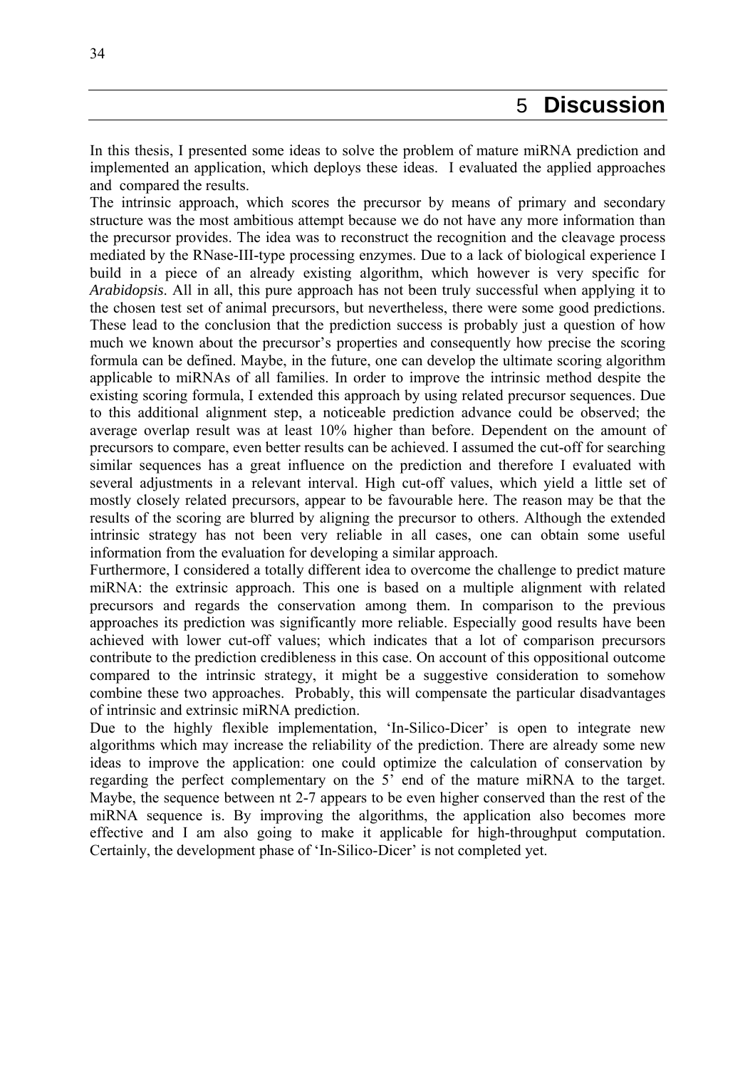# 5 Discussion

In this thesis, I presented some ideas to solve the problem of mature miRNA prediction and implemented an application, which deploys these ideas. I evaluated the applied approaches and compared the results.

The intrinsic approach, which scores the precursor by means of primary and secondary structure was the most ambitious attempt because we do not have any more information than the precursor provides. The idea was to reconstruct the recognition and the cleavage process mediated by the RNase-III-type processing enzymes. Due to a lack of biological experience I build in a piece of an already existing algorithm, which however is very specific for *Arabidopsis*. All in all, this pure approach has not been truly successful when applying it to the chosen test set of animal precursors, but nevertheless, there were some good predictions. These lead to the conclusion that the prediction success is probably just a question of how much we known about the precursor's properties and consequently how precise the scoring formula can be defined. Maybe, in the future, one can develop the ultimate scoring algorithm applicable to miRNAs of all families. In order to improve the intrinsic method despite the existing scoring formula, I extended this approach by using related precursor sequences. Due to this additional alignment step, a noticeable prediction advance could be observed; the average overlap result was at least 10% higher than before. Dependent on the amount of precursors to compare, even better results can be achieved. I assumed the cut-off for searching similar sequences has a great influence on the prediction and therefore I evaluated with several adjustments in a relevant interval. High cut-off values, which yield a little set of mostly closely related precursors, appear to be favourable here. The reason may be that the results of the scoring are blurred by aligning the precursor to others. Although the extended intrinsic strategy has not been very reliable in all cases, one can obtain some useful information from the evaluation for developing a similar approach.

Furthermore, I considered a totally different idea to overcome the challenge to predict mature miRNA: the extrinsic approach. This one is based on a multiple alignment with related precursors and regards the conservation among them. In comparison to the previous approaches its prediction was significantly more reliable. Especially good results have been achieved with lower cut-off values; which indicates that a lot of comparison precursors contribute to the prediction credibleness in this case. On account of this oppositional outcome compared to the intrinsic strategy, it might be a suggestive consideration to somehow combine these two approaches. Probably, this will compensate the particular disadvantages of intrinsic and extrinsic miRNA prediction.

Due to the highly flexible implementation, 'In-Silico-Dicer' is open to integrate new algorithms which may increase the reliability of the prediction. There are already some new ideas to improve the application: one could optimize the calculation of conservation by regarding the perfect complementary on the 5' end of the mature miRNA to the target. Maybe, the sequence between nt 2-7 appears to be even higher conserved than the rest of the miRNA sequence is. By improving the algorithms, the application also becomes more effective and I am also going to make it applicable for high-throughput computation. Certainly, the development phase of 'In-Silico-Dicer' is not completed yet.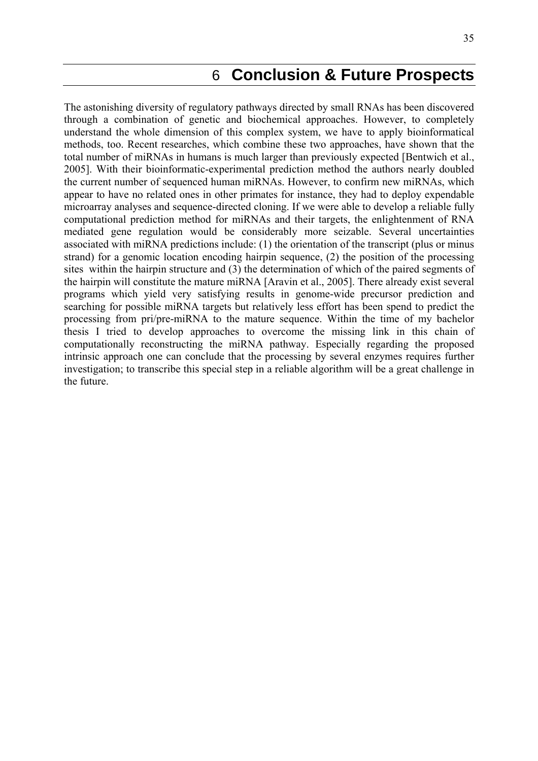# 6 Conclusion & Future Prospects

The astonishing diversity of regulatory pathways directed by small RNAs has been discovered through a combination of genetic and biochemical approaches. However, to completely understand the whole dimension of this complex system, we have to apply bioinformatical methods, too. Recent researches, which combine these two approaches, have shown that the total number of miRNAs in humans is much larger than previously expected [Bentwich et al., 2005]. With their bioinformatic-experimental prediction method the authors nearly doubled the current number of sequenced human miRNAs. However, to confirm new miRNAs, which appear to have no related ones in other primates for instance, they had to deploy expendable microarray analyses and sequence-directed cloning. If we were able to develop a reliable fully computational prediction method for miRNAs and their targets, the enlightenment of RNA mediated gene regulation would be considerably more seizable. Several uncertainties associated with miRNA predictions include: (1) the orientation of the transcript (plus or minus strand) for a genomic location encoding hairpin sequence, (2) the position of the processing sites within the hairpin structure and (3) the determination of which of the paired segments of the hairpin will constitute the mature miRNA [Aravin et al., 2005]. There already exist several programs which yield very satisfying results in genome-wide precursor prediction and searching for possible miRNA targets but relatively less effort has been spend to predict the processing from pri/pre-miRNA to the mature sequence. Within the time of my bachelor thesis I tried to develop approaches to overcome the missing link in this chain of computationally reconstructing the miRNA pathway. Especially regarding the proposed intrinsic approach one can conclude that the processing by several enzymes requires further investigation; to transcribe this special step in a reliable algorithm will be a great challenge in the future.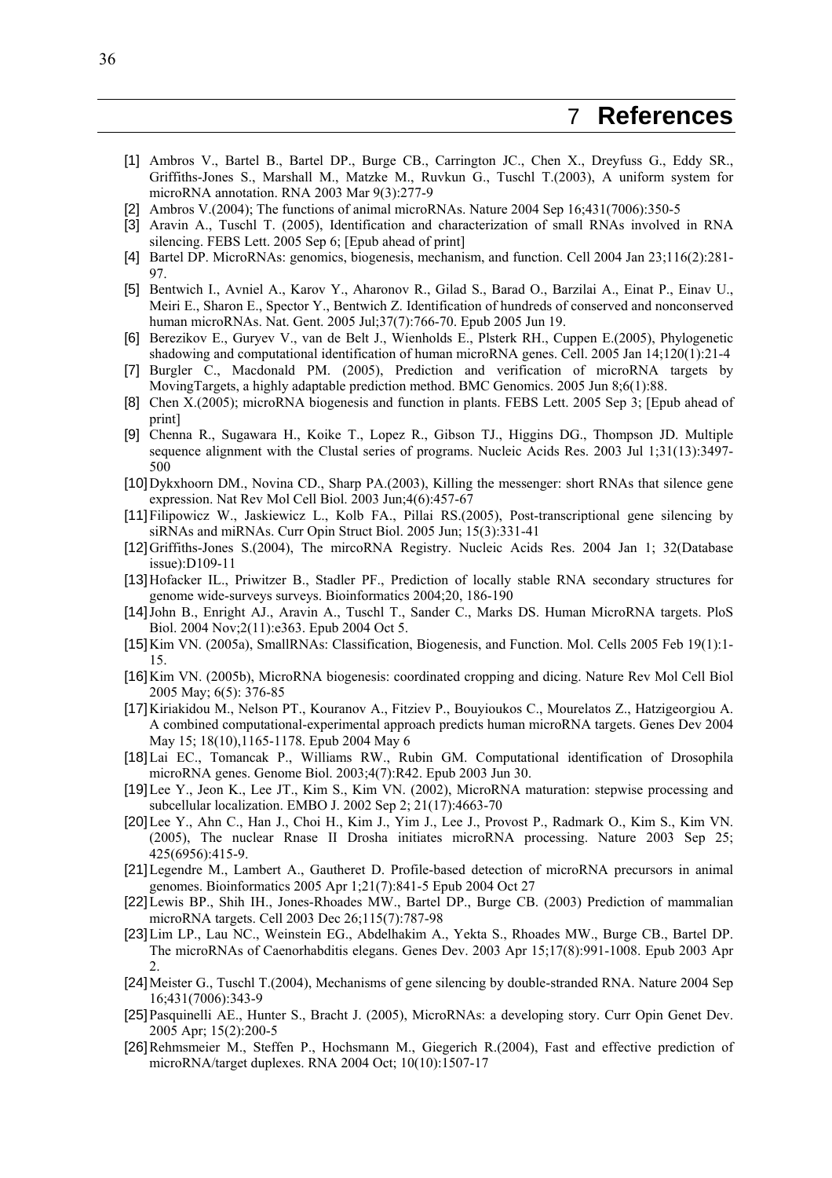# 7 References

[1] Ambros V., Bartel B., Bartel DP., Burge CB., Carrington JC., Chen X., Dreyfuss G., Eddy SR., Griffiths-Jones S., Marshall M., Matzke M., Ruvkun G., Tuschl T.(2003), A uniform system for microRNA annotation. RNA 2003 Mar 9(3):277-9

[2] Ambros V.(2004); The functions of animal microRNAs. Nature 2004 Sep 16;431(7006):350-5

[3] Aravin A., Tuschl T. (2005), Identification and characterization of small RNAs involved in RNA silencing. FEBS Lett. 2005 Sep 6; [Epub ahead of print]

[4] Bartel DP. MicroRNAs: genomics, biogenesis, mechanism, and function. Cell 2004 Jan 23;116(2):281-97.

[5] Bentwich I., Avniel A., Karov Y., Aharonov R., Gilad S., Barad O., Barzilai A., Einat P., Einav U., Meiri E., Sharon E., Spector Y., Bentwich Z. Identification of hundreds of conserved and nonconserved human microRNAs. Nat. Gent. 2005 Jul;37(7):766-70. Epub 2005 Jun 19.

[6] Berezikov E., Guryev V., van de Belt J., Wienholds E., Plsterk RH., Cuppen E.(2005), Phylogenetic shadowing and computational identification of human microRNA genes. Cell. 2005 Jan 14;120(1):21-4

[7] Burgler C., Macdonald PM. (2005), Prediction and verification of microRNA targets by MovingTargets, a highly adaptable prediction method. BMC Genomics. 2005 Jun 8;6(1):88.

[8] Chen X.(2005); microRNA biogenesis and function in plants. FEBS Lett. 2005 Sep 3; [Epub ahead of print]

[9] Chenna R., Sugawara H., Koike T., Lopez R., Gibson TJ., Higgins DG., Thompson JD. Multiple sequence alignment with the Clustal series of programs. Nucleic Acids Res. 2003 Jul 1;31(13):3497-500

[10] Dykxhoorn DM., Novina CD., Sharp PA.(2003), Killing the messenger: short RNAs that silence gene expression. Nat Rev Mol Cell Biol. 2003 Jun;4(6):457-67

[11] Filipowicz W., Jaskiewicz L., Kolb FA., Pillai RS.(2005), Post-transcriptional gene silencing by siRNAs and miRNAs. Curr Opin Struct Biol. 2005 Jun; 15(3):331-41

[12] Griffiths-Jones S.(2004), The mircoRNA Registry. Nucleic Acids Res. 2004 Jan 1; 32(Database issue):D109-11

[13] Hofacker IL., Priwitzer B., Stadler PF., Prediction of locally stable RNA secondary structures for genome wide-surveys surveys. Bioinformatics 2004;20, 186-190

[14] John B., Enright AJ., Aravin A., Tuschl T., Sander C., Marks DS. Human MicroRNA targets. PloS Biol. 2004 Nov;2(11):e363. Epub 2004 Oct 5.

[15] Kim VN. (2005a), SmallRNAs: Classification, Biogenesis, and Function. Mol. Cells 2005 Feb 19(1):1-15.

[16] Kim VN. (2005b), MicroRNA biogenesis: coordinated cropping and dicing. Nature Rev Mol Cell Biol 2005 May; 6(5): 376-85

[17] Kiriakidou M., Nelson PT., Kouranov A., Fitziev P., Bouyioukos C., Mourelatos Z., Hatzigeorgiou A. A combined computational-experimental approach predicts human microRNA targets. Genes Dev 2004 May 15; 18(10),1165-1178. Epub 2004 May 6

[18] Lai EC., Tomancak P., Williams RW., Rubin GM. Computational identification of Drosophila microRNA genes. Genome Biol. 2003;4(7):R42. Epub 2003 Jun 30.

[19] Lee Y., Jeon K., Lee JT., Kim S., Kim VN. (2002), MicroRNA maturation: stepwise processing and subcellular localization. EMBO J. 2002 Sep 2; 21(17):4663-70

[20] Lee Y., Ahn C., Han J., Choi H., Kim J., Yim J., Lee J., Provost P., Radmark O., Kim S., Kim VN. (2005), The nuclear Rnase II Drosha initiates microRNA processing. Nature 2003 Sep 25; 425(6956):415-9.

[21] Legendre M., Lambert A., Gautheret D. Profile-based detection of microRNA precursors in animal genomes. Bioinformatics 2005 Apr 1;21(7):841-5 Epub 2004 Oct 27

[22] Lewis BP., Shih IH., Jones-Rhoades MW., Bartel DP., Burge CB. (2003) Prediction of mammalian microRNA targets. Cell 2003 Dec 26;115(7):787-98

[23] Lim LP., Lau NC., Weinstein EG., Abdelhakim A., Yekta S., Rhoades MW., Burge CB., Bartel DP. The microRNAs of Caenorhabditis elegans. Genes Dev. 2003 Apr 15;17(8):991-1008. Epub 2003 Apr 2.

[24] Meister G., Tuschl T.(2004), Mechanisms of gene silencing by double-stranded RNA. Nature 2004 Sep 16;431(7006):343-9

[25] Pasquinelli AE., Hunter S., Bracht J. (2005), MicroRNAs: a developing story. Curr Opin Genet Dev. 2005 Apr; 15(2):200-5

[26] Rehmsmeier M., Steffen P., Hochsmann M., Giegerich R.(2004), Fast and effective prediction of microRNA/target duplexes. RNA 2004 Oct; 10(10):1507-17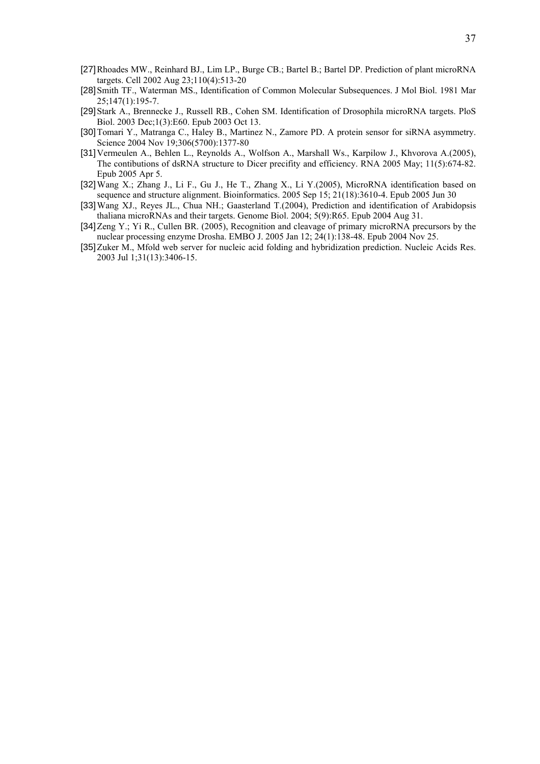[27] Rhoades MW., Reinhard BJ., Lim LP., Burge CB.; Bartel B.; Bartel DP. Prediction of plant microRNA targets. Cell 2002 Aug 23;110(4):513-20

[28] Smith TF., Waterman MS., Identification of Common Molecular Subsequences. J Mol Biol. 1981 Mar 25;147(1):195-7.

[29] Stark A., Brennecke J., Russell RB., Cohen SM. Identification of Drosophila microRNA targets. PloS Biol. 2003 Dec;1(3):E60. Epub 2003 Oct 13.

[30] Tomari Y., Matranga C., Haley B., Martinez N., Zamore PD. A protein sensor for siRNA asymmetry. Science 2004 Nov 19;306(5700):1377-80

[31] Vermeulen A., Behlen L., Reynolds A., Wolfson A., Marshall Ws., Karpilow J., Khvorova A.(2005), The contibutions of dsRNA structure to Dicer precifity and efficiency. RNA 2005 May; 11(5):674-82. Epub 2005 Apr 5.

[32] Wang X.; Zhang J., Li F., Gu J., He T., Zhang X., Li Y.(2005), MicroRNA identification based on sequence and structure alignment. Bioinformatics. 2005 Sep 15; 21(18):3610-4. Epub 2005 Jun 30

[33] Wang XJ., Reyes JL., Chua NH.; Gaasterland T.(2004), Prediction and identification of Arabidopsis thaliana microRNAs and their targets. Genome Biol. 2004; 5(9):R65. Epub 2004 Aug 31.

[34] Zeng Y.; Yi R., Cullen BR. (2005), Recognition and cleavage of primary microRNA precursors by the nuclear processing enzyme Drosha. EMBO J. 2005 Jan 12; 24(1):138-48. Epub 2004 Nov 25.

[35] Zuker M., Mfold web server for nucleic acid folding and hybridization prediction. Nucleic Acids Res. 2003 Jul 1;31(13):3406-15.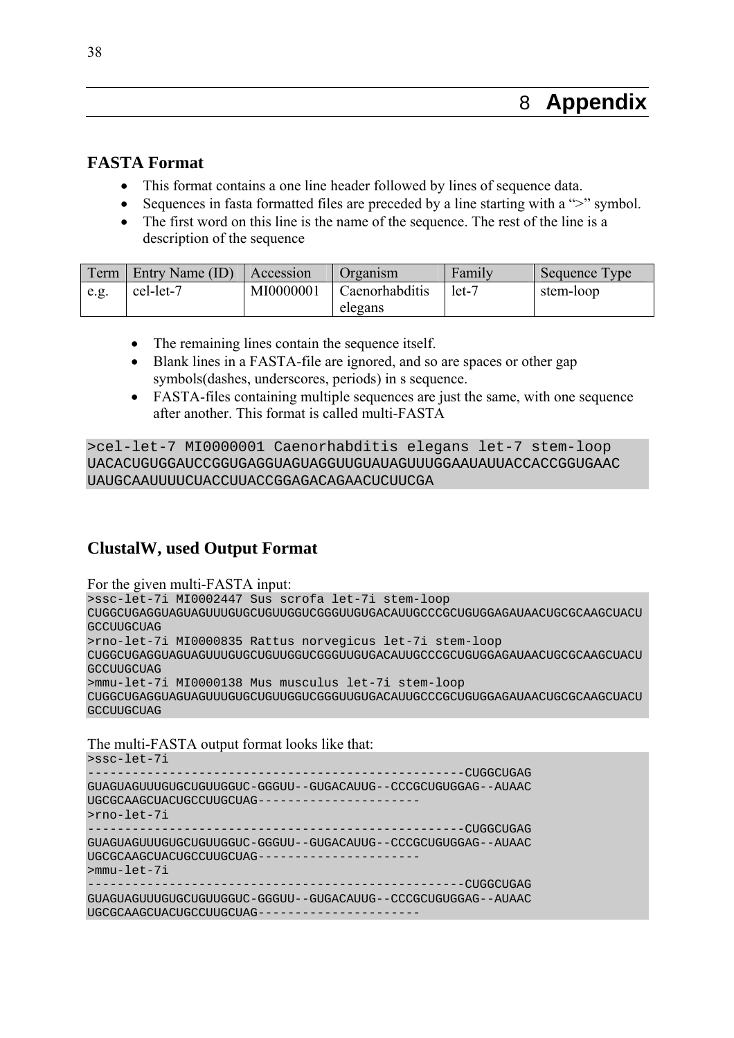# 8 Appendix

## FASTA Format

- This format contains a one line header followed by lines of sequence data.
- Sequences in fasta formatted files are preceded by a line starting with a ">" symbol.
- The first word on this line is the name of the sequence. The rest of the line is a description of the sequence

| Term | Entry Name (ID) | Accession | Organism | Family | Sequence Type |
|---|---|---|---|---|---|
| e.g. | cel-let-7 | MI0000001 | Caenorhabditis elegans | let-7 | stem-loop |

- The remaining lines contain the sequence itself.
- Blank lines in a FASTA-file are ignored, and so are spaces or other gap symbols(dashes, underscores, periods) in s sequence.
- FASTA-files containing multiple sequences are just the same, with one sequence after another. This format is called multi-FASTA

```
>cel-let-7 MI0000001 Caenorhabditis elegans let-7 stem-loop
UACACUGUGGAUCCGGUGAGGUAGUAGGUUGUAUAGUUUGGAAUAUUACCACCGGUGAAC
UAUGCAAUUUUCUACCUUACCGGAGACAGAACUCUUCGA
```

## ClustalW, used Output Format

For the given multi-FASTA input:

```
>ssc-let-7i MI0002447 Sus scrofa let-7i stem-loop
CUGGCUGAGGUAGUAGUUUGUGCUGUUGGUCGGGUUGUGACAUUGCCCGCUGUGGAGAUAACUGCGCAAGCUACU
GCCUUGCUAG
>rno-let-7i MI0000835 Rattus norvegicus let-7i stem-loop
CUGGCUGAGGUAGUAGUUUGUGCUGUUGGUCGGGUUGUGACAUUGCCCGCUGUGGAGAUAACUGCGCAAGCUACU
GCCUUGCUAG
>mmu-let-7i MI0000138 Mus musculus let-7i stem-loop
CUGGCUGAGGUAGUAGUUUGUGCUGUUGGUCGGGUUGUGACAUUGCCCGCUGUGGAGAUAACUGCGCAAGCUACU
GCCUUGCUAG
```

The multi-FASTA output format looks like that:

```
>ssc-let-7i
--------------------------------------------------CUGGCUGAG
GUAGUAGUUUGUGCUGUUGGUC-GGGUU--GUGACAUUG--CCCGCUGUGGAG--AUAAC
UGCGCAAGCUACUGCCUUGCUAG----------------------
>rno-let-7i
--------------------------------------------------CUGGCUGAG
GUAGUAGUUUGUGCUGUUGGUC-GGGUU--GUGACAUUG--CCCGCUGUGGAG--AUAAC
UGCGCAAGCUACUGCCUUGCUAG----------------------
>mmu-let-7i
--------------------------------------------------CUGGCUGAG
GUAGUAGUUUGUGCUGUUGGUC-GGGUU--GUGACAUUG--CCCGCUGUGGAG--AUAAC
UGCGCAAGCUACUGCCUUGCUAG----------------------
```